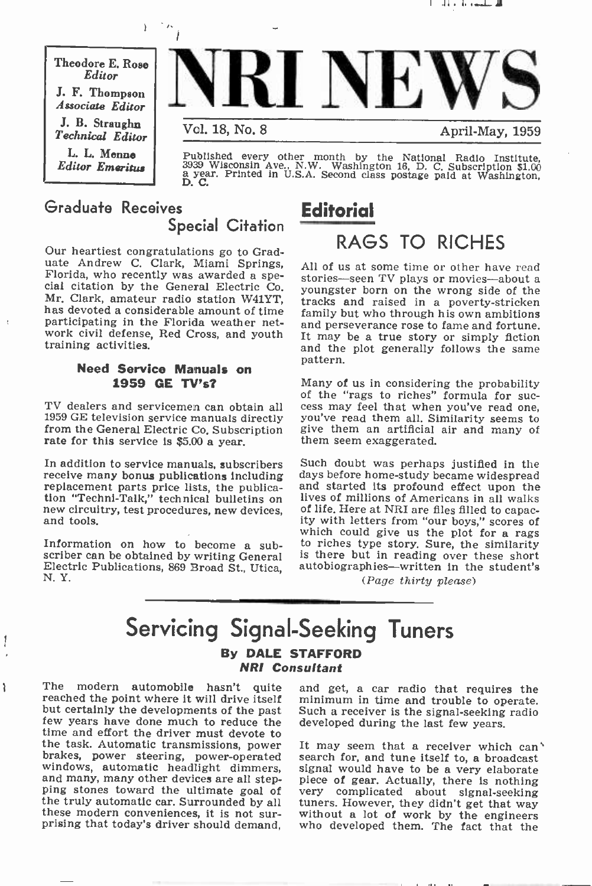Theodore E. Rose
*Editor*

J. F. Thompson
*Associate Editor*

J. B. Straughn
*Technical Editor*

L. L. Menne
*Editor Emeritus*

# NRI NEWS

Vol. 18, No. 8 — April-May, 1959

Published every other month by the National Radio Institute, 3939 Wisconsin Ave., N.W. Washington 16, D. C. Subscription $1.00 a year. Printed in U.S.A. Second class postage paid at Washington, D. C.

## Graduate Receives Special Citation

Our heartiest congratulations go to Graduate Andrew C. Clark, Miami Springs, Florida, who recently was awarded a special citation by the General Electric Co. Mr. Clark, amateur radio station W41YT, has devoted a considerable amount of time participating in the Florida weather network civil defense, Red Cross, and youth training activities.

### Need Service Manuals on 1959 GE TV's?

TV dealers and servicemen can obtain all 1959 GE television service manuals directly from the General Electric Co. Subscription rate for this service is $5.00 a year.

In addition to service manuals, subscribers receive many bonus publications including replacement parts price lists, the publication "Techni-Talk," technical bulletins on new circuitry, test procedures, new devices, and tools.

Information on how to become a subscriber can be obtained by writing General Electric Publications, 869 Broad St., Utica, N. Y.

## Editorial

### RAGS TO RICHES

All of us at some time or other have read stories—seen TV plays or movies—about a youngster born on the wrong side of the tracks and raised in a poverty-stricken family but who through his own ambitions and perseverance rose to fame and fortune. It may be a true story or simply fiction and the plot generally follows the same pattern.

Many of us in considering the probability of the "rags to riches" formula for success may feel that when you've read one, you've read them all. Similarity seems to give them an artificial air and many of them seem exaggerated.

Such doubt was perhaps justified in the days before home-study became widespread and started its profound effect upon the lives of millions of Americans in all walks of life. Here at NRI are files filled to capacity with letters from "our boys," scores of which could give us the plot for a rags to riches type story. Sure, the similarity is there but in reading over these short autobiographies—written in the student's

*(Page thirty please)*

# Servicing Signal-Seeking Tuners

**By DALE STAFFORD**
***NRI Consultant***

The modern automobile hasn't quite reached the point where it will drive itself but certainly the developments of the past few years have done much to reduce the time and effort the driver must devote to the task. Automatic transmissions, power brakes, power steering, power-operated windows, automatic headlight dimmers, and many, many other devices are all stepping stones toward the ultimate goal of the truly automatic car. Surrounded by all these modern conveniences, it is not surprising that today's driver should demand, and get, a car radio that requires the minimum in time and trouble to operate. Such a receiver is the signal-seeking radio developed during the last few years.

It may seem that a receiver which can search for, and tune itself to, a broadcast signal would have to be a very elaborate piece of gear. Actually, there is nothing very complicated about signal-seeking tuners. However, they didn't get that way without a lot of work by the engineers who developed them. The fact that the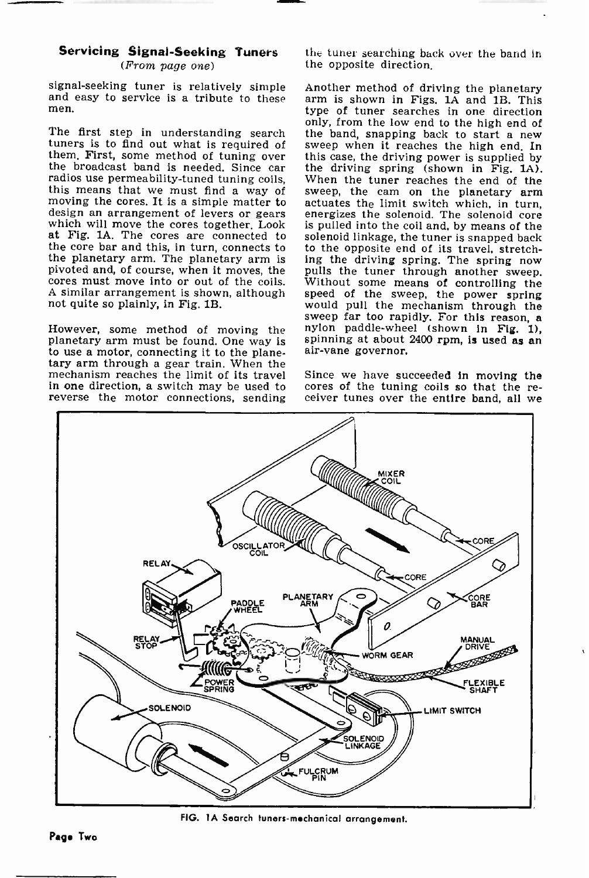## Servicing Signal-Seeking Tuners

*(From page one)*

signal-seeking tuner is relatively simple and easy to service is a tribute to these men.

The first step in understanding search tuners is to find out what is required of them. First, some method of tuning over the broadcast band is needed. Since car radios use permeability-tuned tuning coils, this means that we must find a way of moving the cores. It is a simple matter to design an arrangement of levers or gears which will move the cores together. Look at Fig. 1A. The cores are connected to the core bar and this, in turn, connects to the planetary arm. The planetary arm is pivoted and, of course, when it moves, the cores must move into or out of the coils. A similar arrangement is shown, although not quite so plainly, in Fig. 1B.

However, some method of moving the planetary arm must be found. One way is to use a motor, connecting it to the planetary arm through a gear train. When the mechanism reaches the limit of its travel in one direction, a switch may be used to reverse the motor connections, sending the tuner searching back over the band in the opposite direction.

Another method of driving the planetary arm is shown in Figs. 1A and 1B. This type of tuner searches in one direction only, from the low end to the high end of the band, snapping back to start a new sweep when it reaches the high end. In this case, the driving power is supplied by the driving spring (shown in Fig. 1A). When the tuner reaches the end of the sweep, the cam on the planetary arm actuates the limit switch which, in turn, energizes the solenoid. The solenoid core is pulled into the coil and, by means of the solenoid linkage, the tuner is snapped back to the opposite end of its travel, stretching the driving spring. The spring now pulls the tuner through another sweep. Without some means of controlling the speed of the sweep, the power spring would pull the mechanism through the sweep far too rapidly. For this reason, a nylon paddle-wheel (shown in Fig. 1), spinning at about 2400 rpm, is used as an air-vane governor.

Since we have succeeded in moving the cores of the tuning coils so that the receiver tunes over the entire band, all we

FIG. 1A Search tuners-mechanical arrangement.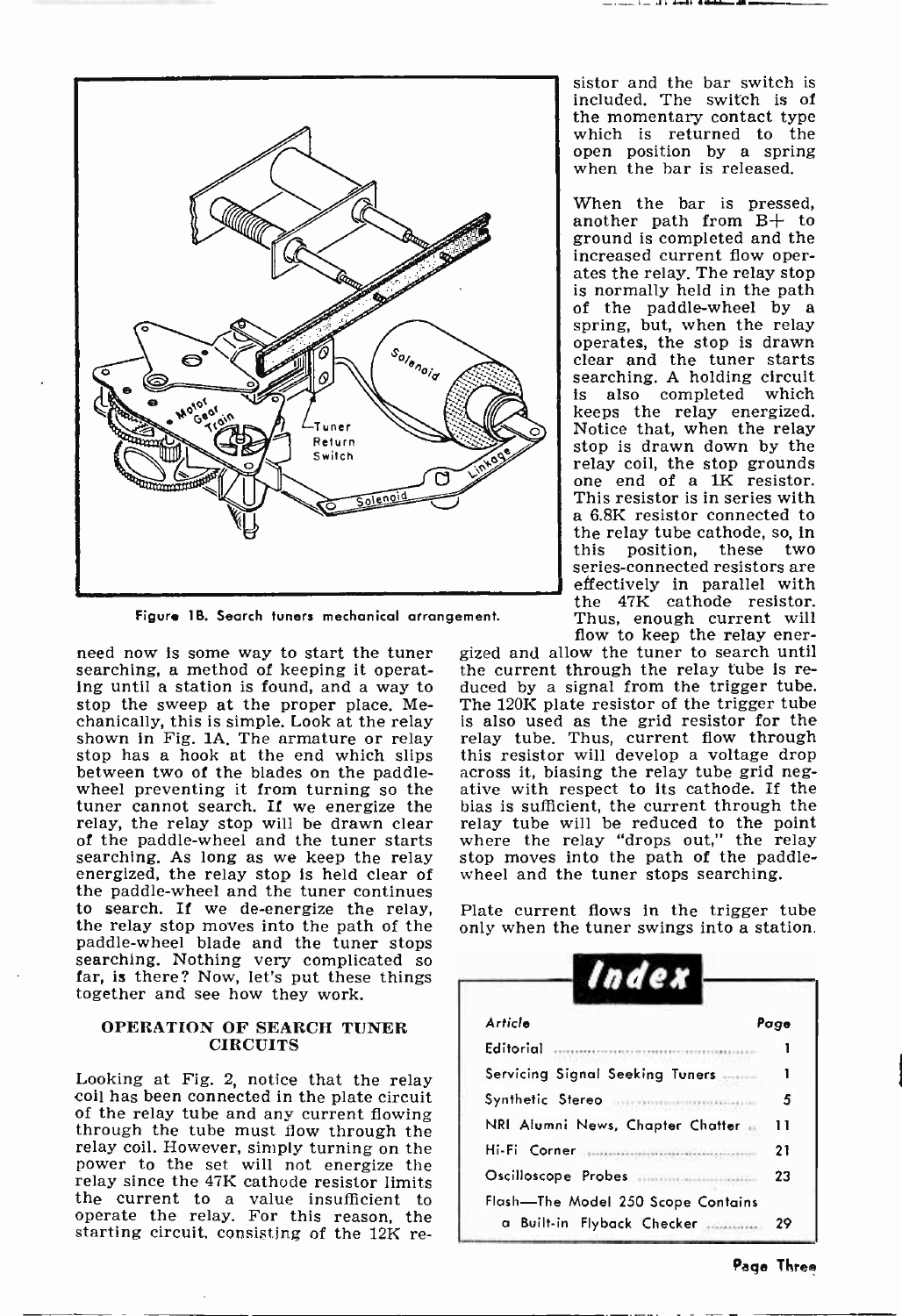Figure 1B. Search tuners mechanical arrangement.

need now is some way to start the tuner searching, a method of keeping it operating until a station is found, and a way to stop the sweep at the proper place. Mechanically, this is simple. Look at the relay shown in Fig. 1A. The armature or relay stop has a hook at the end which slips between two of the blades on the paddle-wheel preventing it from turning so the tuner cannot search. If we energize the relay, the relay stop will be drawn clear of the paddle-wheel and the tuner starts searching. As long as we keep the relay energized, the relay stop is held clear of the paddle-wheel and the tuner continues to search. If we de-energize the relay, the relay stop moves into the path of the paddle-wheel blade and the tuner stops searching. Nothing very complicated so far, is there? Now, let's put these things together and see how they work.

## OPERATION OF SEARCH TUNER CIRCUITS

Looking at Fig. 2, notice that the relay coil has been connected in the plate circuit of the relay tube and any current flowing through the tube must flow through the relay coil. However, simply turning on the power to the set will not energize the relay since the 47K cathode resistor limits the current to a value insufficient to operate the relay. For this reason, the starting circuit, consisting of the 12K resistor and the bar switch is included. The switch is of the momentary contact type which is returned to the open position by a spring when the bar is released.

When the bar is pressed, another path from B+ to ground is completed and the increased current flow operates the relay. The relay stop is normally held in the path of the paddle-wheel by a spring, but, when the relay operates, the stop is drawn clear and the tuner starts searching. A holding circuit is also completed which keeps the relay energized. Notice that, when the relay stop is drawn down by the relay coil, the stop grounds one end of a 1K resistor. This resistor is in series with a 6.8K resistor connected to the relay tube cathode, so, in this position, these two series-connected resistors are effectively in parallel with the 47K cathode resistor. Thus, enough current will flow to keep the relay energized and allow the tuner to search until the current through the relay tube is reduced by a signal from the trigger tube. The 120K plate resistor of the trigger tube is also used as the grid resistor for the relay tube. Thus, current flow through this resistor will develop a voltage drop across it, biasing the relay tube grid negative with respect to its cathode. If the bias is sufficient, the current through the relay tube will be reduced to the point where the relay "drops out," the relay stop moves into the path of the paddle-wheel and the tuner stops searching.

Plate current flows in the trigger tube only when the tuner swings into a station.

## Index

| Article | Page |
|---|---|
| Editorial | 1 |
| Servicing Signal Seeking Tuners | 1 |
| Synthetic Stereo | 5 |
| NRI Alumni News, Chapter Chatter | 11 |
| Hi-Fi Corner | 21 |
| Oscilloscope Probes | 23 |
| Flash—The Model 250 Scope Contains a Built-in Flyback Checker | 29 |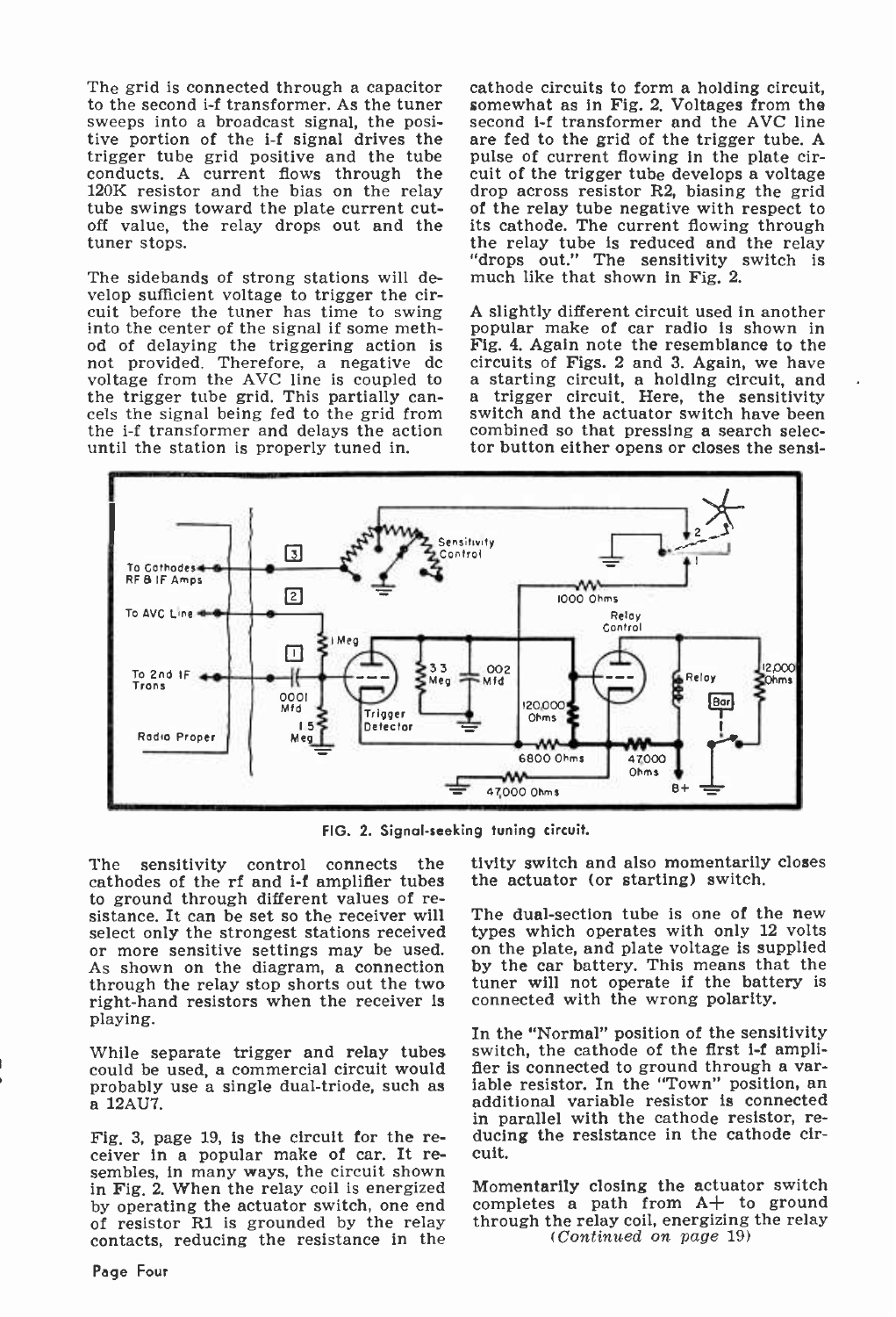The grid is connected through a capacitor to the second i-f transformer. As the tuner sweeps into a broadcast signal, the positive portion of the i-f signal drives the trigger tube grid positive and the tube conducts. A current flows through the 120K resistor and the bias on the relay tube swings toward the plate current cut-off value, the relay drops out and the tuner stops.

The sidebands of strong stations will develop sufficient voltage to trigger the circuit before the tuner has time to swing into the center of the signal if some method of delaying the triggering action is not provided. Therefore, a negative dc voltage from the AVC line is coupled to the trigger tube grid. This partially cancels the signal being fed to the grid from the i-f transformer and delays the action until the station is properly tuned in.

cathode circuits to form a holding circuit, somewhat as in Fig. 2. Voltages from the second i-f transformer and the AVC line are fed to the grid of the trigger tube. A pulse of current flowing in the plate circuit of the trigger tube develops a voltage drop across resistor R2, biasing the grid of the relay tube negative with respect to its cathode. The current flowing through the relay tube is reduced and the relay "drops out." The sensitivity switch is much like that shown in Fig. 2.

A slightly different circuit used in another popular make of car radio is shown in Fig. 4. Again note the resemblance to the circuits of Figs. 2 and 3. Again, we have a starting circuit, a holding circuit, and a trigger circuit. Here, the sensitivity switch and the actuator switch have been combined so that pressing a search selector button either opens or closes the sensitivity switch and also momentarily closes the actuator (or starting) switch.

FIG. 2. Signal-seeking tuning circuit.

The sensitivity control connects the cathodes of the rf and i-f amplifier tubes to ground through different values of resistance. It can be set so the receiver will select only the strongest stations received or more sensitive settings may be used. As shown on the diagram, a connection through the relay stop shorts out the two right-hand resistors when the receiver is playing.

While separate trigger and relay tubes could be used, a commercial circuit would probably use a single dual-triode, such as a 12AU7.

Fig. 3, page 19, is the circuit for the receiver in a popular make of car. It resembles, in many ways, the circuit shown in Fig. 2. When the relay coil is energized by operating the actuator switch, one end of resistor R1 is grounded by the relay contacts, reducing the resistance in the

The dual-section tube is one of the new types which operates with only 12 volts on the plate, and plate voltage is supplied by the car battery. This means that the tuner will not operate if the battery is connected with the wrong polarity.

In the "Normal" position of the sensitivity switch, the cathode of the first i-f amplifier is connected to ground through a variable resistor. In the "Town" position, an additional variable resistor is connected in parallel with the cathode resistor, reducing the resistance in the cathode circuit.

Momentarily closing the actuator switch completes a path from A+ to ground through the relay coil, energizing the relay

*(Continued on page 19)*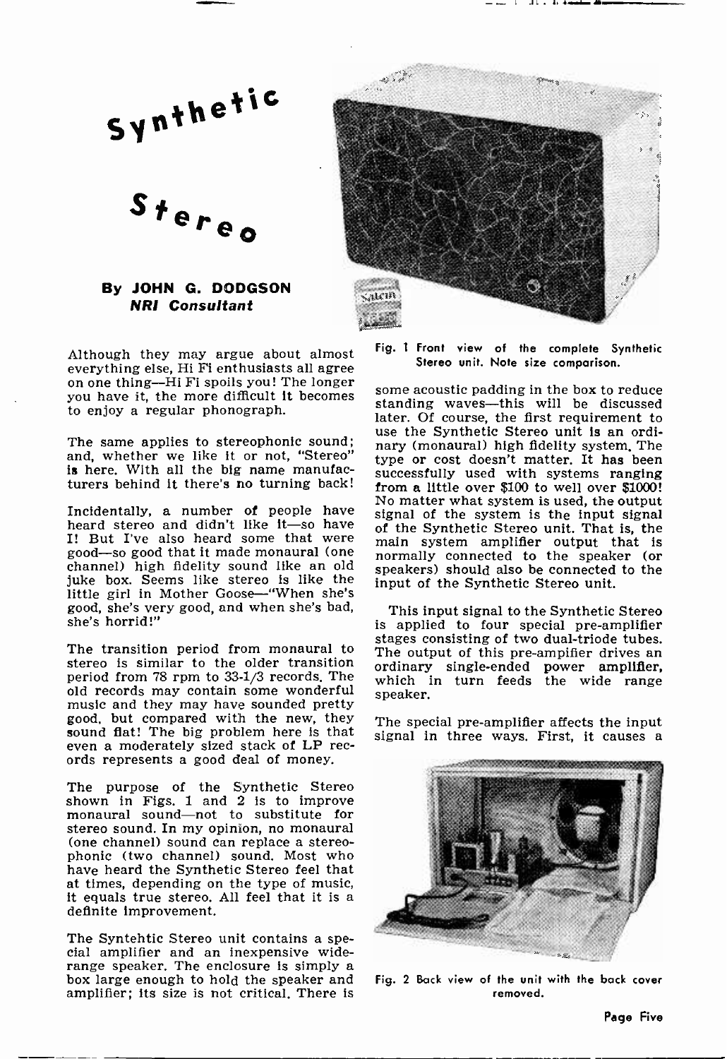# Synthetic Stereo

**By JOHN G. DODGSON**
***NRI Consultant***

Fig. 1 Front view of the complete Synthetic Stereo unit. Note size comparison.

Although they may argue about almost everything else, Hi Fi enthusiasts all agree on one thing—Hi Fi spoils you! The longer you have it, the more difficult it becomes to enjoy a regular phonograph.

The same applies to stereophonic sound; and, whether we like it or not, "Stereo" is here. With all the big name manufacturers behind it there's no turning back!

Incidentally, a number of people have heard stereo and didn't like it—so have I! But I've also heard some that were good—so good that it made monaural (one channel) high fidelity sound like an old juke box. Seems like stereo is like the little girl in Mother Goose—"When she's good, she's very good, and when she's bad, she's horrid!"

The transition period from monaural to stereo is similar to the older transition period from 78 rpm to 33-1/3 records. The old records may contain some wonderful music and they may have sounded pretty good, but compared with the new, they sound flat! The big problem here is that even a moderately sized stack of LP records represents a good deal of money.

The purpose of the Synthetic Stereo shown in Figs. 1 and 2 is to improve monaural sound—not to substitute for stereo sound. In my opinion, no monaural (one channel) sound can replace a stereophonic (two channel) sound. Most who have heard the Synthetic Stereo feel that at times, depending on the type of music, it equals true stereo. All feel that it is a definite improvement.

The Syntehtic Stereo unit contains a special amplifier and an inexpensive wide-range speaker. The enclosure is simply a box large enough to hold the speaker and amplifier; its size is not critical. There is some acoustic padding in the box to reduce standing waves—this will be discussed later. Of course, the first requirement to use the Synthetic Stereo unit is an ordinary (monaural) high fidelity system. The type or cost doesn't matter. It has been successfully used with systems ranging from a little over $100 to well over $1000! No matter what system is used, the output signal of the system is the input signal of the Synthetic Stereo unit. That is, the main system amplifier output that is normally connected to the speaker (or speakers) should also be connected to the input of the Synthetic Stereo unit.

This input signal to the Synthetic Stereo is applied to four special pre-amplifier stages consisting of two dual-triode tubes. The output of this pre-ampifier drives an ordinary single-ended power amplifier, which in turn feeds the wide range speaker.

The special pre-amplifier affects the input signal in three ways. First, it causes a

Fig. 2 Back view of the unit with the back cover removed.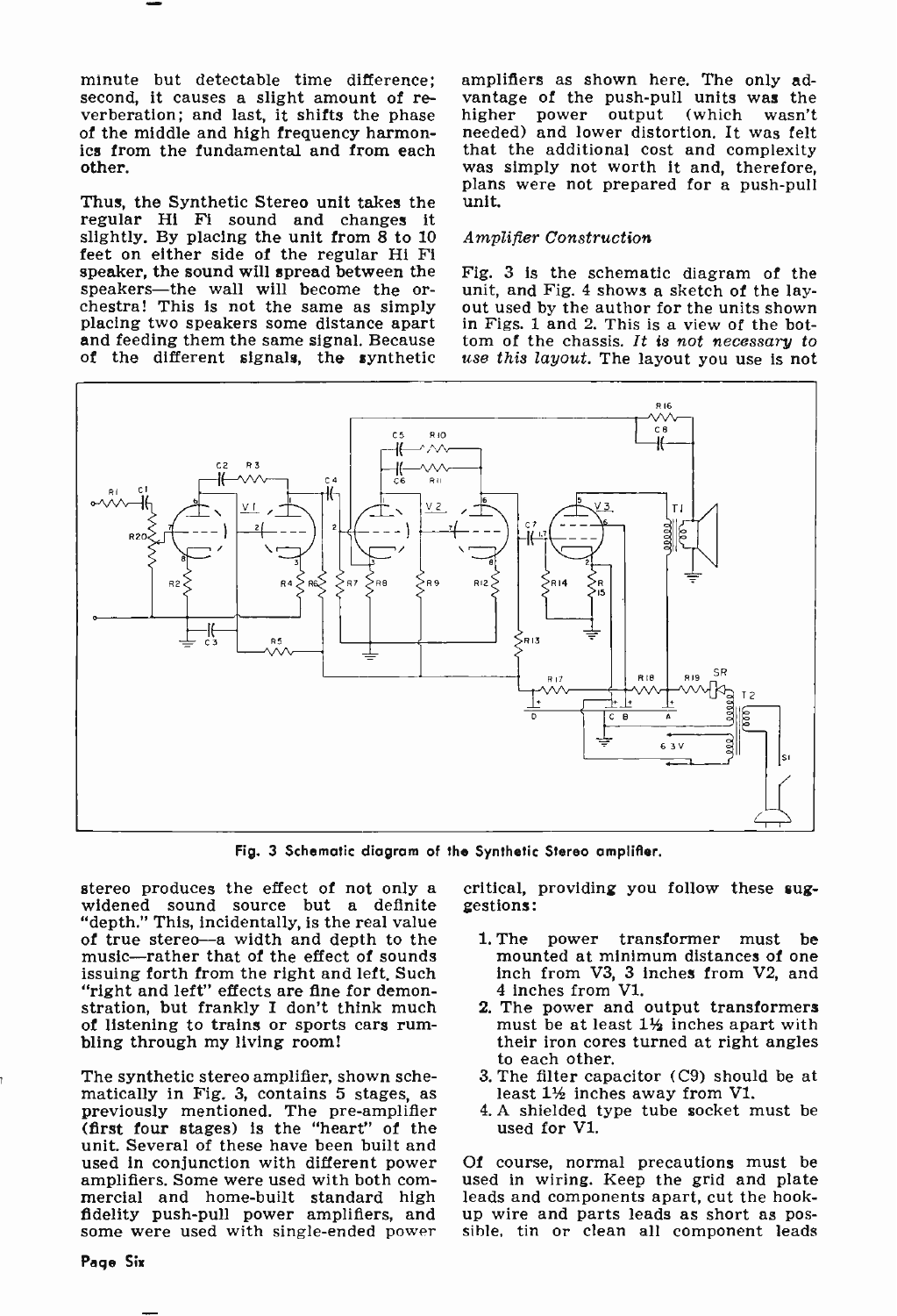minute but detectable time difference; second, it causes a slight amount of reverberation; and last, it shifts the phase of the middle and high frequency harmonics from the fundamental and from each other.

Thus, the Synthetic Stereo unit takes the regular Hi Fi sound and changes it slightly. By placing the unit from 8 to 10 feet on either side of the regular Hi Fi speaker, the sound will spread between the speakers—the wall will become the orchestra! This is not the same as simply placing two speakers some distance apart and feeding them the same signal. Because of the different signals, the synthetic stereo produces the effect of not only a widened sound source but a definite "depth." This, incidentally, is the real value of true stereo—a width and depth to the music—rather that of the effect of sounds issuing forth from the right and left. Such "right and left" effects are fine for demonstration, but frankly I don't think much of listening to trains or sports cars rumbling through my living room!

The synthetic stereo amplifier, shown schematically in Fig. 3, contains 5 stages, as previously mentioned. The pre-amplifier (first four stages) is the "heart" of the unit. Several of these have been built and used in conjunction with different power amplifiers. Some were used with both commercial and home-built standard high fidelity push-pull power amplifiers, and some were used with single-ended power amplifiers as shown here. The only advantage of the push-pull units was the higher power output (which wasn't needed) and lower distortion. It was felt that the additional cost and complexity was simply not worth it and, therefore, plans were not prepared for a push-pull unit.

*Amplifier Construction*

Fig. 3 is the schematic diagram of the unit, and Fig. 4 shows a sketch of the layout used by the author for the units shown in Figs. 1 and 2. This is a view of the bottom of the chassis. *It is not necessary to use this layout.* The layout you use is not critical, providing you follow these suggestions:

Fig. 3 Schematic diagram of the Synthetic Stereo amplifier.

1. The power transformer must be mounted at minimum distances of one inch from V3, 3 inches from V2, and 4 inches from V1.
2. The power and output transformers must be at least 1½ inches apart with their iron cores turned at right angles to each other.
3. The filter capacitor (C9) should be at least 1½ inches away from V1.
4. A shielded type tube socket must be used for V1.

Of course, normal precautions must be used in wiring. Keep the grid and plate leads and components apart, cut the hookup wire and parts leads as short as possible, tin or clean all component leads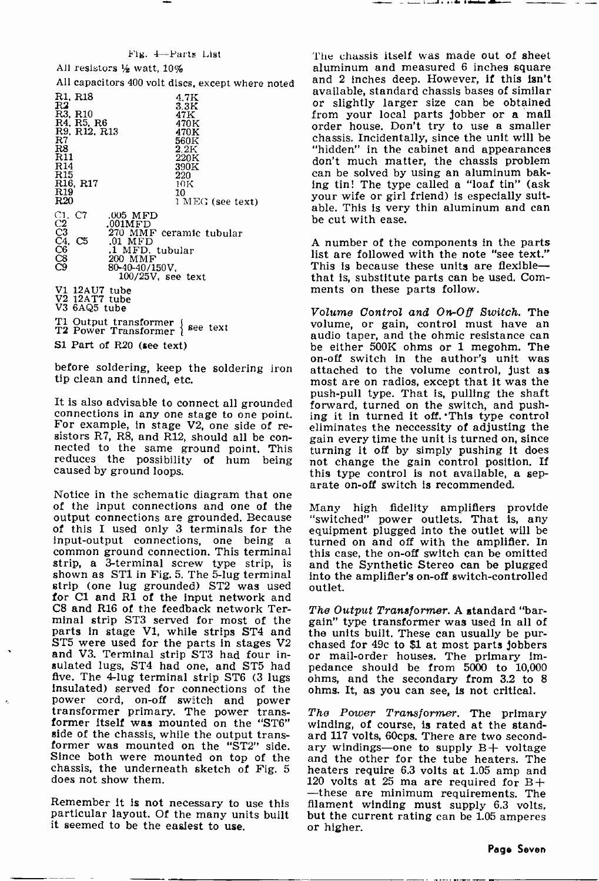Fig. 4—Parts List

All resistors ½ watt, 10%

All capacitors 400 volt discs, except where noted

| Part | Value |
|---|---|
| R1, R18 | 4.7K |
| R2 | 3.3K |
| R3, R10 | 47K |
| R4, R5, R6 | 470K |
| R9, R12, R13 | 470K |
| R7 | 560K |
| R8 | 2.2K |
| R11 | 220K |
| R14 | 390K |
| R15 | 220 |
| R16, R17 | 10K |
| R19 | 10 |
| R20 | 1 MEG (see text) |
| C1, C7 | .005 MFD |
| C2 | .001MFD |
| C3 | 270 MMF ceramic tubular |
| C4, C5 | .01 MFD |
| C6 | .1 MFD, tubular |
| C8 | 200 MMF |
| C9 | 80-40-40/150V, 100/25V, see text |
| V1 | 12AU7 tube |
| V2 | 12AT7 tube |
| V3 | 6AQ5 tube |
| T1 | Output transformer (see text) |
| T2 | Power Transformer (see text) |
| S1 | Part of R20 (see text) |

before soldering, keep the soldering iron tip clean and tinned, etc.

It is also advisable to connect all grounded connections in any one stage to one point. For example, in stage V2, one side of resistors R7, R8, and R12, should all be connected to the same ground point. This reduces the possibility of hum being caused by ground loops.

Notice in the schematic diagram that one of the input connections and one of the output connections are grounded. Because of this I used only 3 terminals for the input-output connections, one being a common ground connection. This terminal strip, a 3-terminal screw type strip, is shown as ST1 in Fig. 5. The 5-lug terminal strip (one lug grounded) ST2 was used for C1 and R1 of the input network and C8 and R16 of the feedback network Terminal strip ST3 served for most of the parts in stage V1, while strips ST4 and ST5 were used for the parts in stages V2 and V3. Terminal strip ST3 had four insulated lugs, ST4 had one, and ST5 had five. The 4-lug terminal strip ST6 (3 lugs insulated) served for connections of the power cord, on-off switch and power transformer primary. The power transformer itself was mounted on the "ST6" side of the chassis, while the output transformer was mounted on the "ST2" side. Since both were mounted on top of the chassis, the underneath sketch of Fig. 5 does not show them.

Remember it is not necessary to use this particular layout. Of the many units built it seemed to be the easiest to use.

The chassis itself was made out of sheet aluminum and measured 6 inches square and 2 inches deep. However, if this isn't available, standard chassis bases of similar or slightly larger size can be obtained from your local parts jobber or a mail order house. Don't try to use a smaller chassis. Incidentally, since the unit will be "hidden" in the cabinet and appearances don't much matter, the chassis problem can be solved by using an aluminum baking tin! The type called a "loaf tin" (ask your wife or girl friend) is especially suitable. This is very thin aluminum and can be cut with ease.

A number of the components in the parts list are followed with the note "see text." This is because these units are flexible—that is, substitute parts can be used. Comments on these parts follow.

*Volume Control and On-Off Switch.* The volume, or gain, control must have an audio taper, and the ohmic resistance can be either 500K ohms or 1 megohm. The on-off switch in the author's unit was attached to the volume control, just as most are on radios, except that it was the push-pull type. That is, pulling the shaft forward, turned on the switch, and pushing it in turned it off. This type control eliminates the neccessity of adjusting the gain every time the unit is turned on, since turning it off by simply pushing it does not change the gain control position. If this type control is not available, a separate on-off switch is recommended.

Many high fidelity amplifiers provide "switched" power outlets. That is, any equipment plugged into the outlet will be turned on and off with the amplifier. In this case, the on-off switch can be omitted and the Synthetic Stereo can be plugged into the amplifier's on-off switch-controlled outlet.

*The Output Transformer.* A standard "bargain" type transformer was used in all of the units built. These can usually be purchased for 49c to $1 at most parts jobbers or mail-order houses. The primary impedance should be from 5000 to 10,000 ohms, and the secondary from 3.2 to 8 ohms. It, as you can see, is not critical.

*The Power Transformer.* The primary winding, of course, is rated at the standard 117 volts, 60cps. There are two secondary windings—one to supply B+ voltage and the other for the tube heaters. The heaters require 6.3 volts at 1.05 amp and 120 volts at 25 ma are required for B+ —these are minimum requirements. The filament winding must supply 6.3 volts, but the current rating can be 1.05 amperes or higher.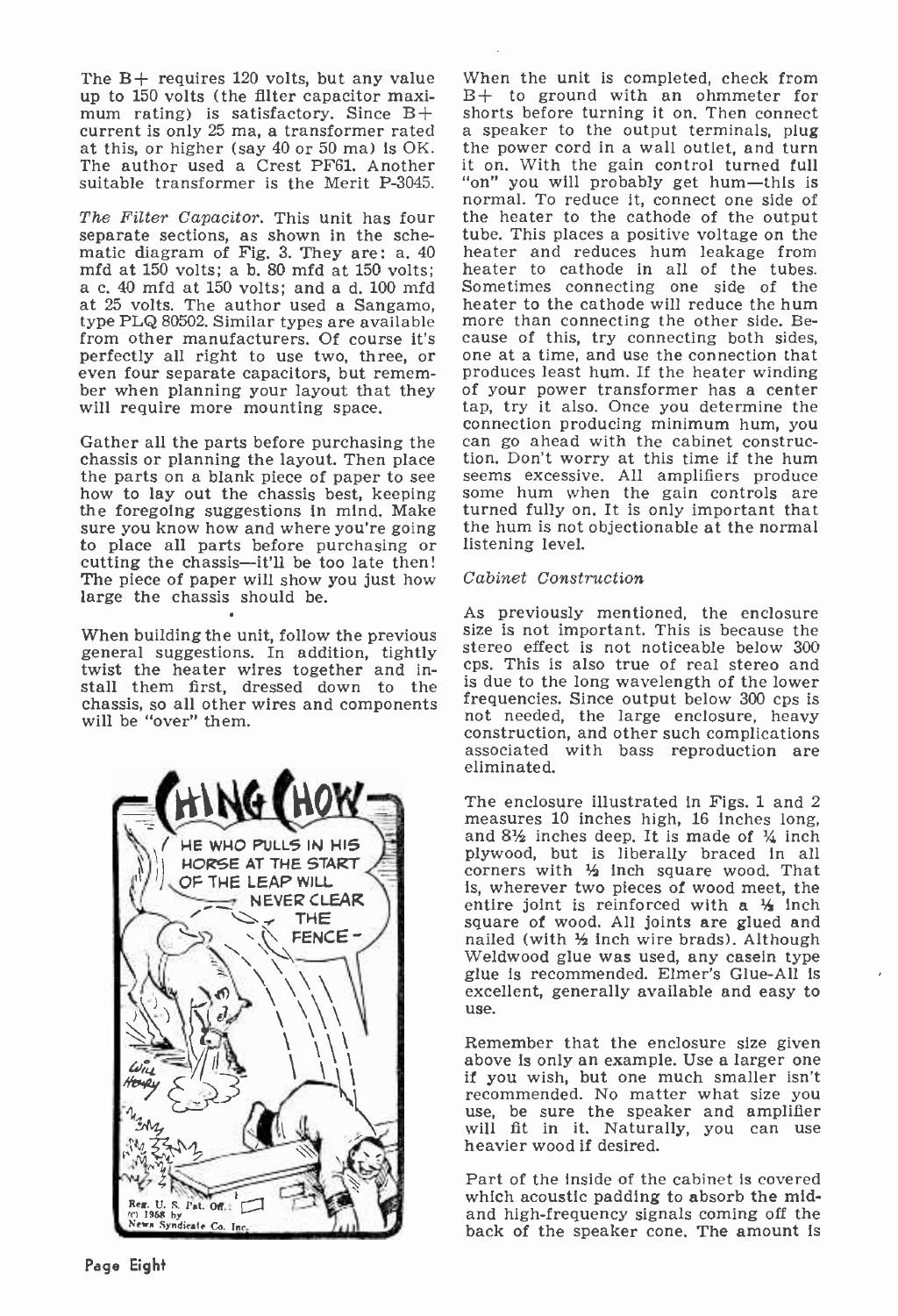The B+ requires 120 volts, but any value up to 150 volts (the filter capacitor maximum rating) is satisfactory. Since B+ current is only 25 ma, a transformer rated at this, or higher (say 40 or 50 ma) is OK. The author used a Crest PF61. Another suitable transformer is the Merit P-3045.

*The Filter Capacitor.* This unit has four separate sections, as shown in the schematic diagram of Fig. 3. They are: a. 40 mfd at 150 volts; a b. 80 mfd at 150 volts; a c. 40 mfd at 150 volts; and a d. 100 mfd at 25 volts. The author used a Sangamo, type PLQ 80502. Similar types are available from other manufacturers. Of course it's perfectly all right to use two, three, or even four separate capacitors, but remember when planning your layout that they will require more mounting space.

Gather all the parts before purchasing the chassis or planning the layout. Then place the parts on a blank piece of paper to see how to lay out the chassis best, keeping the foregoing suggestions in mind. Make sure you know how and where you're going to place all parts before purchasing or cutting the chassis—it'll be too late then! The piece of paper will show you just how large the chassis should be.

When building the unit, follow the previous general suggestions. In addition, tightly twist the heater wires together and install them first, dressed down to the chassis, so all other wires and components will be "over" them.

When the unit is completed, check from B+ to ground with an ohmmeter for shorts before turning it on. Then connect a speaker to the output terminals, plug the power cord in a wall outlet, and turn it on. With the gain control turned full "on" you will probably get hum—this is normal. To reduce it, connect one side of the heater to the cathode of the output tube. This places a positive voltage on the heater and reduces hum leakage from heater to cathode in all of the tubes. Sometimes connecting one side of the heater to the cathode will reduce the hum more than connecting the other side. Because of this, try connecting both sides, one at a time, and use the connection that produces least hum. If the heater winding of your power transformer has a center tap, try it also. Once you determine the connection producing minimum hum, you can go ahead with the cabinet construction. Don't worry at this time if the hum seems excessive. All amplifiers produce some hum when the gain controls are turned fully on. It is only important that the hum is not objectionable at the normal listening level.

## *Cabinet Construction*

As previously mentioned, the enclosure size is not important. This is because the stereo effect is not noticeable below 300 cps. This is also true of real stereo and is due to the long wavelength of the lower frequencies. Since output below 300 cps is not needed, the large enclosure, heavy construction, and other such complications associated with bass reproduction are eliminated.

The enclosure illustrated in Figs. 1 and 2 measures 10 inches high, 16 inches long, and 8½ inches deep. It is made of ¼ inch plywood, but is liberally braced in all corners with ½ inch square wood. That is, wherever two pieces of wood meet, the entire joint is reinforced with a ½ inch square of wood. All joints are glued and nailed (with ½ inch wire brads). Although Weldwood glue was used, any casein type glue is recommended. Elmer's Glue-All is excellent, generally available and easy to use.

Remember that the enclosure size given above is only an example. Use a larger one if you wish, but one much smaller isn't recommended. No matter what size you use, be sure the speaker and amplifier will fit in it. Naturally, you can use heavier wood if desired.

Part of the inside of the cabinet is covered which acoustic padding to absorb the mid- and high-frequency signals coming off the back of the speaker cone. The amount is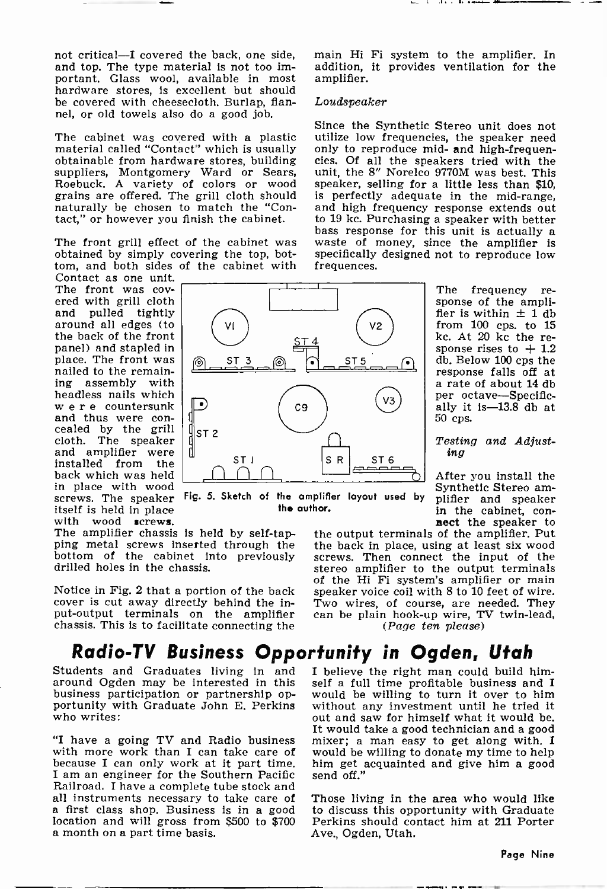not critical—I covered the back, one side, and top. The type material is not too important. Glass wool, available in most hardware stores, is excellent but should be covered with cheesecloth. Burlap, flannel, or old towels also do a good job.

The cabinet was covered with a plastic material called "Contact" which is usually obtainable from hardware stores, building suppliers, Montgomery Ward or Sears, Roebuck. A variety of colors or wood grains are offered. The grill cloth should naturally be chosen to match the "Contact," or however you finish the cabinet.

The front grill effect of the cabinet was obtained by simply covering the top, bottom, and both sides of the cabinet with Contact as one unit. The front was covered with grill cloth and pulled tightly around all edges (to the back of the front panel) and stapled in place. The front was nailed to the remaining assembly with headless nails which were countersunk and thus were concealed by the grill cloth. The speaker and amplifier were installed from the back which was held in place with wood screws. The speaker itself is held in place with wood screws.

The amplifier chassis is held by self-tapping metal screws inserted through the bottom of the cabinet into previously drilled holes in the chassis.

Notice in Fig. 2 that a portion of the back cover is cut away directly behind the input-output terminals on the amplifier chassis. This is to facilitate connecting the main Hi Fi system to the amplifier. In addition, it provides ventilation for the amplifier.

*Loudspeaker*

Since the Synthetic Stereo unit does not utilize low frequencies, the speaker need only to reproduce mid- and high-frequencies. Of all the speakers tried with the unit, the 8" Norelco 9770M was best. This speaker, selling for a little less than $10, is perfectly adequate in the mid-range, and high frequency response extends out to 19 kc. Purchasing a speaker with better bass response for this unit is actually a waste of money, since the amplifier is specifically designed not to reproduce low frequences.

Fig. 5. Sketch of the amplifier layout used by the author.

The frequency response of the amplifier is within ± 1 db from 100 cps. to 15 kc. At 20 kc the response rises to + 1.2 db. Below 100 cps the response falls off at a rate of about 14 db per octave—Specifically it is—13.8 db at 50 cps.

*Testing and Adjusting*

After you install the Synthetic Stereo amplifier and speaker in the cabinet, connect the speaker to the output terminals of the amplifier. Put the back in place, using at least six wood screws. Then connect the input of the stereo amplifier to the output terminals of the Hi Fi system's amplifier or main speaker voice coil with 8 to 10 feet of wire. Two wires, of course, are needed. They can be plain hook-up wire, TV twin-lead,

*(Page ten please)*

## Radio-TV Business Opportunity in Ogden, Utah

Students and Graduates living in and around Ogden may be interested in this business participation or partnership opportunity with Graduate John E. Perkins who writes:

"I have a going TV and Radio business with more work than I can take care of because I can only work at it part time. I am an engineer for the Southern Pacific Railroad. I have a complete tube stock and all instruments necessary to take care of a first class shop. Business is in a good location and will gross from $500 to $700 a month on a part time basis.

I believe the right man could build himself a full time profitable business and I would be willing to turn it over to him without any investment until he tried it out and saw for himself what it would be. It would take a good technician and a good mixer; a man easy to get along with. I would be willing to donate my time to help him get acquainted and give him a good send off."

Those living in the area who would like to discuss this opportunity with Graduate Perkins should contact him at 211 Porter Ave., Ogden, Utah.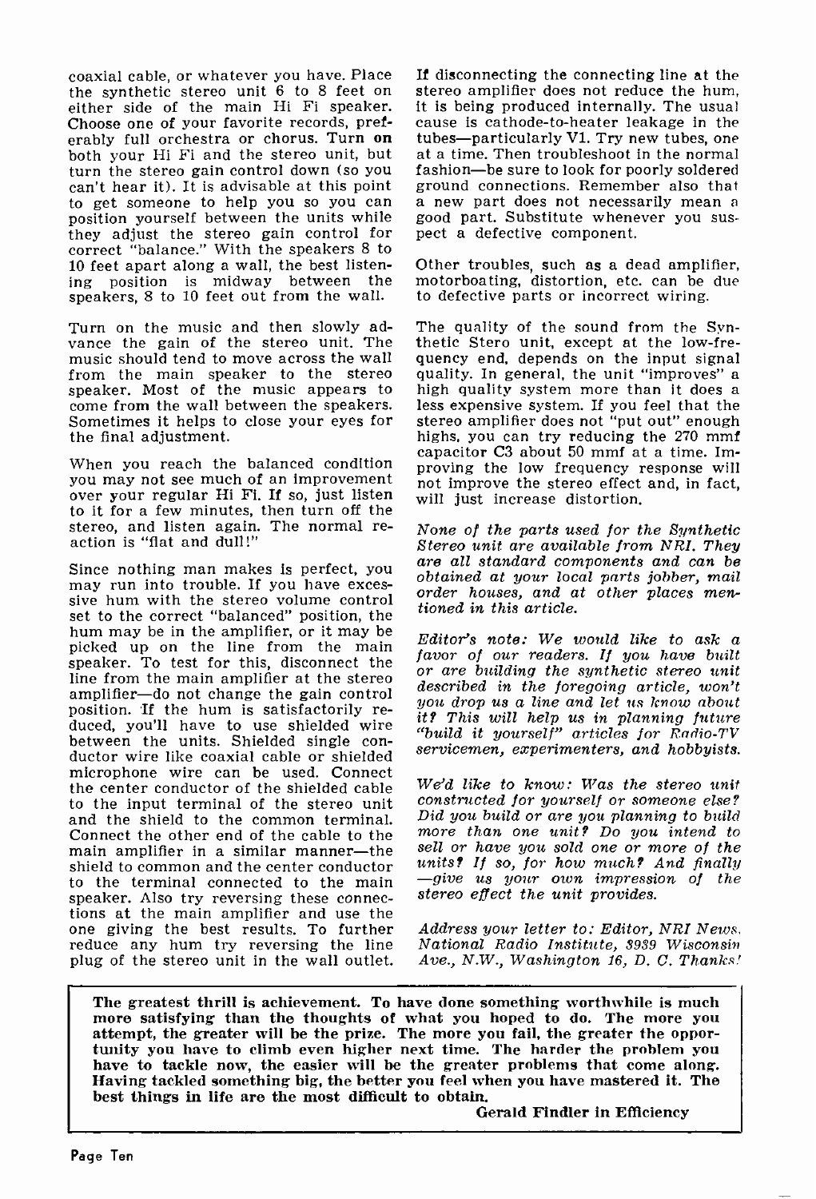coaxial cable, or whatever you have. Place the synthetic stereo unit 6 to 8 feet on either side of the main Hi Fi speaker. Choose one of your favorite records, preferably full orchestra or chorus. Turn on both your Hi Fi and the stereo unit, but turn the stereo gain control down (so you can't hear it). It is advisable at this point to get someone to help you so you can position yourself between the units while they adjust the stereo gain control for correct "balance." With the speakers 8 to 10 feet apart along a wall, the best listening position is midway between the speakers, 8 to 10 feet out from the wall.

Turn on the music and then slowly advance the gain of the stereo unit. The music should tend to move across the wall from the main speaker to the stereo speaker. Most of the music appears to come from the wall between the speakers. Sometimes it helps to close your eyes for the final adjustment.

When you reach the balanced condition you may not see much of an improvement over your regular Hi Fi. If so, just listen to it for a few minutes, then turn off the stereo, and listen again. The normal reaction is "flat and dull!"

Since nothing man makes is perfect, you may run into trouble. If you have excessive hum with the stereo volume control set to the correct "balanced" position, the hum may be in the amplifier, or it may be picked up on the line from the main speaker. To test for this, disconnect the line from the main amplifier at the stereo amplifier—do not change the gain control position. If the hum is satisfactorily reduced, you'll have to use shielded wire between the units. Shielded single conductor wire like coaxial cable or shielded microphone wire can be used. Connect the center conductor of the shielded cable to the input terminal of the stereo unit and the shield to the common terminal. Connect the other end of the cable to the main amplifier in a similar manner—the shield to common and the center conductor to the terminal connected to the main speaker. Also try reversing these connections at the main amplifier and use the one giving the best results. To further reduce any hum try reversing the line plug of the stereo unit in the wall outlet.

If disconnecting the connecting line at the stereo amplifier does not reduce the hum, it is being produced internally. The usual cause is cathode-to-heater leakage in the tubes—particularly V1. Try new tubes, one at a time. Then troubleshoot in the normal fashion—be sure to look for poorly soldered ground connections. Remember also that a new part does not necessarily mean a good part. Substitute whenever you suspect a defective component.

Other troubles, such as a dead amplifier, motorboating, distortion, etc. can be due to defective parts or incorrect wiring.

The quality of the sound from the Synthetic Stero unit, except at the low-frequency end, depends on the input signal quality. In general, the unit "improves" a high quality system more than it does a less expensive system. If you feel that the stereo amplifier does not "put out" enough highs, you can try reducing the 270 mmf capacitor C3 about 50 mmf at a time. Improving the low frequency response will not improve the stereo effect and, in fact, will just increase distortion.

*None of the parts used for the Synthetic Stereo unit are available from NRI. They are all standard components and can be obtained at your local parts jobber, mail order houses, and at other places mentioned in this article.*

*Editor's note: We would like to ask a favor of our readers. If you have built or are building the synthetic stereo unit described in the foregoing article, won't you drop us a line and let us know about it? This will help us in planning future "build it yourself" articles for Radio-TV servicemen, experimenters, and hobbyists.*

*We'd like to know: Was the stereo unit constructed for yourself or someone else? Did you build or are you planning to build more than one unit? Do you intend to sell or have you sold one or more of the units? If so, for how much? And finally —give us your own impression of the stereo effect the unit provides.*

*Address your letter to: Editor, NRI News, National Radio Institute, 3939 Wisconsin Ave., N.W., Washington 16, D. C. Thanks!*

**The greatest thrill is achievement. To have done something worthwhile is much more satisfying than the thoughts of what you hoped to do. The more you attempt, the greater will be the prize. The more you fail, the greater the opportunity you have to climb even higher next time. The harder the problem you have to tackle now, the easier will be the greater problems that come along. Having tackled something big, the better you feel when you have mastered it. The best things in life are the most difficult to obtain.**

**Gerald Findler in Efficiency**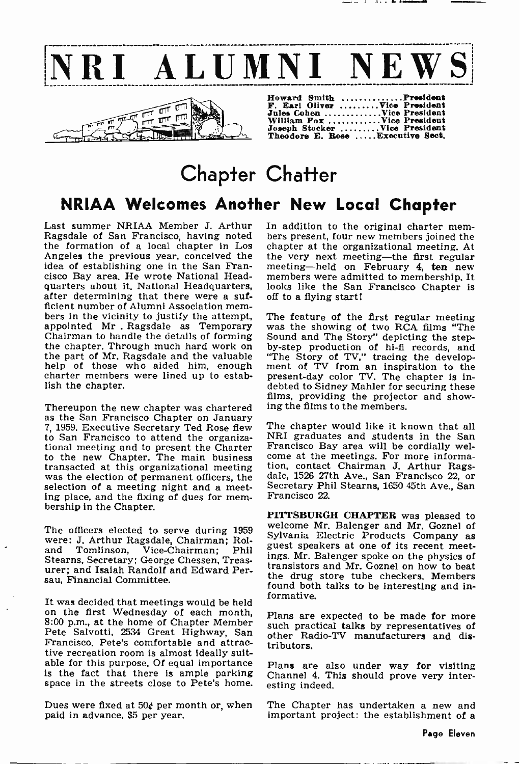# NRI ALUMNI NEWS

Howard Smith .............President
F. Earl Oliver .........Vice President
Jules Cohen ............Vice President
William Fox ............Vice President
Joseph Stocker .........Vice President
Theodore E. Rose .....Executive Sect.

# Chapter Chatter

## NRIAA Welcomes Another New Local Chapter

Last summer NRIAA Member J. Arthur Ragsdale of San Francisco, having noted the formation of a local chapter in Los Angeles the previous year, conceived the idea of establishing one in the San Francisco Bay area. He wrote National Headquarters about it. National Headquarters, after determining that there were a sufficient number of Alumni Association members in the vicinity to justify the attempt, appointed Mr . Ragsdale as Temporary Chairman to handle the details of forming the chapter. Through much hard work on the part of Mr. Ragsdale and the valuable help of those who aided him, enough charter members were lined up to establish the chapter.

Thereupon the new chapter was chartered as the San Francisco Chapter on January 7, 1959. Executive Secretary Ted Rose flew to San Francisco to attend the organizational meeting and to present the Charter to the new Chapter. The main business transacted at this organizational meeting was the election of permanent officers, the selection of a meeting night and a meeting place, and the fixing of dues for membership in the Chapter.

The officers elected to serve during 1959 were: J. Arthur Ragsdale, Chairman; Roland Tomlinson, Vice-Chairman; Phil Stearns, Secretary; George Chessen, Treasurer; and Isaiah Randolf and Edward Persau, Financial Committee.

It was decided that meetings would be held on the first Wednesday of each month, 8:00 p.m., at the home of Chapter Member Pete Salvotti, 2534 Great Highway, San Francisco. Pete's comfortable and attractive recreation room is almost ideally suitable for this purpose. Of equal importance is the fact that there is ample parking space in the streets close to Pete's home.

Dues were fixed at 50¢ per month or, when paid in advance, $5 per year.

In addition to the original charter members present, four new members joined the chapter at the organizational meeting. At the very next meeting—the first regular meeting—held on February 4, **ten** new members were admitted to membership. It looks like the San Francisco Chapter is off to a flying start!

The feature of the first regular meeting was the showing of two RCA films "The Sound and The Story" depicting the step-by-step production of hi-fi records, and "The Story of TV," tracing the development of TV from an inspiration to the present-day color TV. The chapter is indebted to Sidney Mahler for securing these films, providing the projector and showing the films to the members.

The chapter would like it known that all NRI graduates and students in the San Francisco Bay area will be cordially welcome at the meetings. For more information, contact Chairman J. Arthur Ragsdale, 1526 27th Ave., San Francisco 22, or Secretary Phil Stearns, 1650 45th Ave., San Francisco 22.

**PITTSBURGH CHAPTER** was pleased to welcome Mr. Balenger and Mr. Goznel of Sylvania Electric Products Company as guest speakers at one of its recent meetings. Mr. Balenger spoke on the physics of transistors and Mr. Goznel on how to beat the drug store tube checkers. Members found both talks to be interesting and informative.

Plans are expected to be made for more such practical talks by representatives of other Radio-TV manufacturers and distributors.

Plans are also under way for visiting Channel 4. This should prove very interesting indeed.

The Chapter has undertaken a new and important project: the establishment of a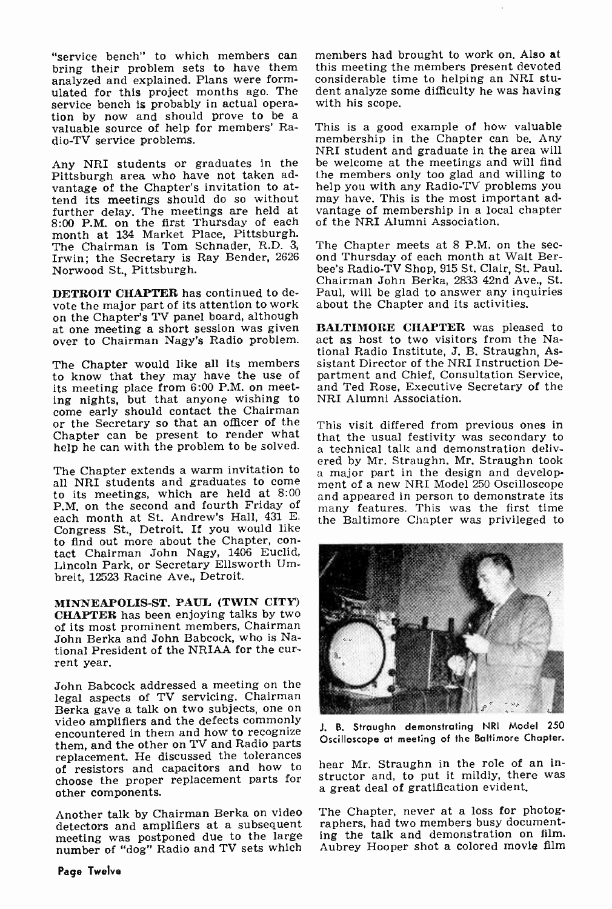"service bench" to which members can bring their problem sets to have them analyzed and explained. Plans were formulated for this project months ago. The service bench is probably in actual operation by now and should prove to be a valuable source of help for members' Radio-TV service problems.

Any NRI students or graduates in the Pittsburgh area who have not taken advantage of the Chapter's invitation to attend its meetings should do so without further delay. The meetings are held at 8:00 P.M. on the first Thursday of each month at 134 Market Place, Pittsburgh. The Chairman is Tom Schnader, R.D. 3, Irwin; the Secretary is Ray Bender, 2626 Norwood St., Pittsburgh.

**DETROIT CHAPTER** has continued to devote the major part of its attention to work on the Chapter's TV panel board, although at one meeting a short session was given over to Chairman Nagy's Radio problem.

The Chapter would like all its members to know that they may have the use of its meeting place from 6:00 P.M. on meeting nights, but that anyone wishing to come early should contact the Chairman or the Secretary so that an officer of the Chapter can be present to render what help he can with the problem to be solved.

The Chapter extends a warm invitation to all NRI students and graduates to come to its meetings, which are held at 8:00 P.M. on the second and fourth Friday of each month at St. Andrew's Hall, 431 E. Congress St., Detroit. If you would like to find out more about the Chapter, contact Chairman John Nagy, 1406 Euclid, Lincoln Park, or Secretary Ellsworth Umbreit, 12523 Racine Ave., Detroit.

**MINNEAPOLIS-ST. PAUL (TWIN CITY) CHAPTER** has been enjoying talks by two of its most prominent members, Chairman John Berka and John Babcock, who is National President of the NRIAA for the current year.

John Babcock addressed a meeting on the legal aspects of TV servicing. Chairman Berka gave a talk on two subjects, one on video amplifiers and the defects commonly encountered in them and how to recognize them, and the other on TV and Radio parts replacement. He discussed the tolerances of resistors and capacitors and how to choose the proper replacement parts for other components.

Another talk by Chairman Berka on video detectors and amplifiers at a subsequent meeting was postponed due to the large number of "dog" Radio and TV sets which members had brought to work on. Also at this meeting the members present devoted considerable time to helping an NRI student analyze some difficulty he was having with his scope.

This is a good example of how valuable membership in the Chapter can be. Any NRI student and graduate in the area will be welcome at the meetings and will find the members only too glad and willing to help you with any Radio-TV problems you may have. This is the most important advantage of membership in a local chapter of the NRI Alumni Association.

The Chapter meets at 8 P.M. on the second Thursday of each month at Walt Berbee's Radio-TV Shop, 915 St. Clair, St. Paul. Chairman John Berka, 2833 42nd Ave., St. Paul, will be glad to answer any inquiries about the Chapter and its activities.

**BALTIMORE CHAPTER** was pleased to act as host to two visitors from the National Radio Institute, J. B. Straughn, Assistant Director of the NRI Instruction Department and Chief, Consultation Service, and Ted Rose, Executive Secretary of the NRI Alumni Association.

This visit differed from previous ones in that the usual festivity was secondary to a technical talk and demonstration delivered by Mr. Straughn. Mr. Straughn took a major part in the design and development of a new NRI Model 250 Oscilloscope and appeared in person to demonstrate its many features. This was the first time the Baltimore Chapter was privileged to hear Mr. Straughn in the role of an instructor and, to put it mildly, there was a great deal of gratification evident.

J. B. Straughn demonstrating NRI Model 250 Oscilloscope at meeting of the Baltimore Chapter.

The Chapter, never at a loss for photographers, had two members busy documenting the talk and demonstration on film. Aubrey Hooper shot a colored movie film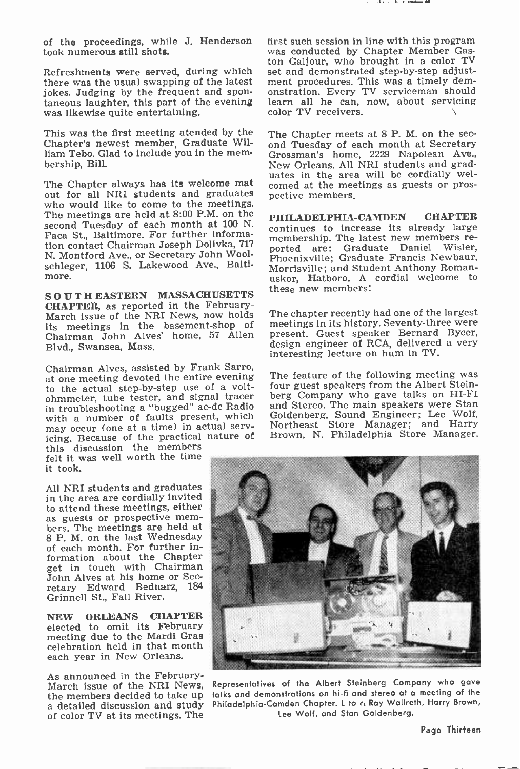of the proceedings, while J. Henderson took numerous still shots.

Refreshments were served, during which there was the usual swapping of the latest jokes. Judging by the frequent and spontaneous laughter, this part of the evening was likewise quite entertaining.

This was the first meeting atended by the Chapter's newest member, Graduate William Tebo. Glad to include you in the membership, Bill.

The Chapter always has its welcome mat out for all NRI students and graduates who would like to come to the meetings. The meetings are held at 8:00 P.M. on the second Tuesday of each month at 100 N. Paca St., Baltimore. For further information contact Chairman Joseph Dolivka, 717 N. Montford Ave., or Secretary John Woolschleger, 1106 S. Lakewood Ave., Baltimore.

**SOUTHEASTERN MASSACHUSETTS CHAPTER**, as reported in the February-March issue of the NRI News, now holds its meetings in the basement-shop of Chairman John Alves' home, 57 Allen Blvd., Swansea, Mass.

Chairman Alves, assisted by Frank Sarro, at one meeting devoted the entire evening to the actual step-by-step use of a voltohmmeter, tube tester, and signal tracer in troubleshooting a "bugged" ac-dc Radio with a number of faults present, which may occur (one at a time) in actual servicing. Because of the practical nature of this discussion the members felt it was well worth the time it took.

All NRI students and graduates in the area are cordially invited to attend these meetings, either as guests or prospective members. The meetings are held at 8 P. M. on the last Wednesday of each month. For further information about the Chapter get in touch with Chairman John Alves at his home or Secretary Edward Bednarz, 184 Grinnell St., Fall River.

**NEW ORLEANS CHAPTER** elected to omit its February meeting due to the Mardi Gras celebration held in that month each year in New Orleans.

As announced in the February-March issue of the NRI News, the members decided to take up a detailed discussion and study of color TV at its meetings. The first such session in line with this program was conducted by Chapter Member Gaston Galjour, who brought in a color TV set and demonstrated step-by-step adjustment procedures. This was a timely demonstration. Every TV serviceman should learn all he can, now, about servicing color TV receivers.

The Chapter meets at 8 P. M. on the second Tuesday of each month at Secretary Grossman's home, 2229 Napolean Ave., New Orleans. All NRI students and graduates in the area will be cordially welcomed at the meetings as guests or prospective members.

**PHILADELPHIA-CAMDEN CHAPTER** continues to increase its already large membership. The latest new members reported are: Graduate Daniel Wisler, Phoenixville; Graduate Francis Newbaur, Morrisville; and Student Anthony Romanuskor, Hatboro. A cordial welcome to these new members!

The chapter recently had one of the largest meetings in its history. Seventy-three were present. Guest speaker Bernard Bycer, design engineer of RCA, delivered a very interesting lecture on hum in TV.

The feature of the following meeting was four guest speakers from the Albert Steinberg Company who gave talks on HI-FI and Stereo. The main speakers were Stan Goldenberg, Sound Engineer; Lee Wolf, Northeast Store Manager; and Harry Brown, N. Philadelphia Store Manager.

Representatives of the Albert Steinberg Company who gave talks and demonstrations on hi-fi and stereo at a meeting of the Philadelphia-Camden Chapter. L to r: Ray Wallreth, Harry Brown, Lee Wolf, and Stan Goldenberg.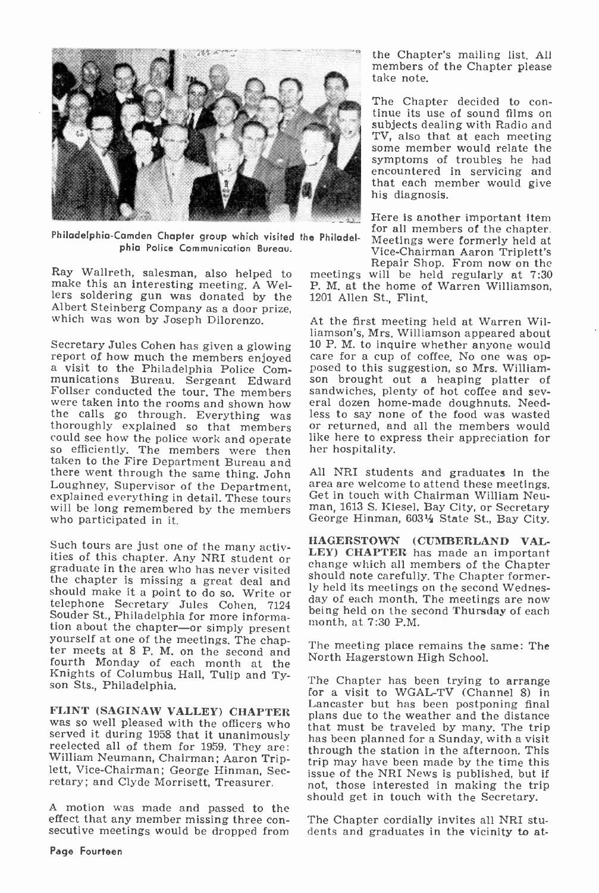Philadelphia-Camden Chapter group which visited the Philadelphia Police Communication Bureau.

Ray Wallreth, salesman, also helped to make this an interesting meeting. A Wellers soldering gun was donated by the Albert Steinberg Company as a door prize, which was won by Joseph Dilorenzo.

Secretary Jules Cohen has given a glowing report of how much the members enjoyed a visit to the Philadelphia Police Communications Bureau. Sergeant Edward Follser conducted the tour. The members were taken into the rooms and shown how the calls go through. Everything was thoroughly explained so that members could see how the police work and operate so efficiently. The members were then taken to the Fire Department Bureau and there went through the same thing. John Loughney, Supervisor of the Department, explained everything in detail. These tours will be long remembered by the members who participated in it.

Such tours are just one of the many activities of this chapter. Any NRI student or graduate in the area who has never visited the chapter is missing a great deal and should make it a point to do so. Write or telephone Secretary Jules Cohen, 7124 Souder St., Philadelphia for more information about the chapter—or simply present yourself at one of the meetings. The chapter meets at 8 P. M. on the second and fourth Monday of each month at the Knights of Columbus Hall, Tulip and Tyson Sts., Philadelphia.

**FLINT (SAGINAW VALLEY) CHAPTER** was so well pleased with the officers who served it during 1958 that it unanimously reelected all of them for 1959. They are: William Neumann, Chairman; Aaron Triplett, Vice-Chairman; George Hinman, Secretary; and Clyde Morrisett, Treasurer.

A motion was made and passed to the effect that any member missing three consecutive meetings would be dropped from the Chapter's mailing list. All members of the Chapter please take note.

The Chapter decided to continue its use of sound films on subjects dealing with Radio and TV, also that at each meeting some member would relate the symptoms of troubles he had encountered in servicing and that each member would give his diagnosis.

Here is another important item for all members of the chapter. Meetings were formerly held at Vice-Chairman Aaron Triplett's Repair Shop. From now on the meetings will be held regularly at 7:30 P. M. at the home of Warren Williamson, 1201 Allen St., Flint.

At the first meeting held at Warren Williamson's, Mrs. Williamson appeared about 10 P. M. to inquire whether anyone would care for a cup of coffee. No one was opposed to this suggestion, so Mrs. Williamson brought out a heaping platter of sandwiches, plenty of hot coffee and several dozen home-made doughnuts. Needless to say none of the food was wasted or returned, and all the members would like here to express their appreciation for her hospitality.

All NRI students and graduates in the area are welcome to attend these meetings. Get in touch with Chairman William Neuman, 1613 S. Kiesel, Bay City, or Secretary George Hinman, 603½ State St., Bay City.

**HAGERSTOWN (CUMBERLAND VALLEY) CHAPTER** has made an important change which all members of the Chapter should note carefully. The Chapter formerly held its meetings on the second Wednesday of each month. The meetings are now being held on the second **Thursday** of each month, at 7:30 P.M.

The meeting place remains the same: The North Hagerstown High School.

The Chapter has been trying to arrange for a visit to WGAL-TV (Channel 8) in Lancaster but has been postponing final plans due to the weather and the distance that must be traveled by many. The trip has been planned for a Sunday, with a visit through the station in the afternoon. This trip may have been made by the time this issue of the NRI News is published, but if not, those interested in making the trip should get in touch with the Secretary.

The Chapter cordially invites all NRI students and graduates in the vicinity to at-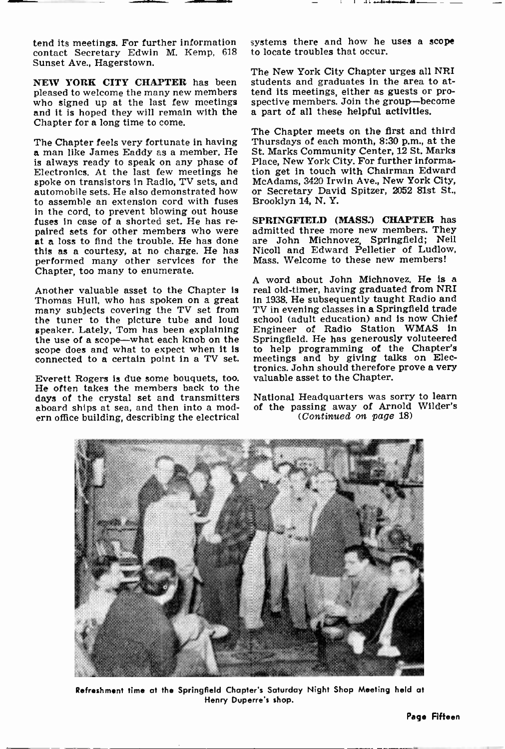tend its meetings. For further information contact Secretary Edwin M. Kemp, 618 Sunset Ave., Hagerstown.

**NEW YORK CITY CHAPTER** has been pleased to welcome the many new members who signed up at the last few meetings and it is hoped they will remain with the Chapter for a long time to come.

The Chapter feels very fortunate in having a man like James Eaddy as a member. He is always ready to speak on any phase of Electronics. At the last few meetings he spoke on transistors in Radio, TV sets, and automobile sets. He also demonstrated how to assemble an extension cord with fuses in the cord, to prevent blowing out house fuses in case of a shorted set. He has repaired sets for other members who were at a loss to find the trouble. He has done this as a courtesy, at no charge. He has performed many other services for the Chapter, too many to enumerate.

Another valuable asset to the Chapter is Thomas Hull, who has spoken on a great many subjects covering the TV set from the tuner to the picture tube and loud speaker. Lately, Tom has been explaining the use of a scope—what each knob on the scope does and what to expect when it is connected to a certain point in a TV set.

Everett Rogers is due some bouquets, too. He often takes the members back to the days of the crystal set and transmitters aboard ships at sea, and then into a modern office building, describing the electrical systems there and how he uses a scope to locate troubles that occur.

The New York City Chapter urges all NRI students and graduates in the area to attend its meetings, either as guests or prospective members. Join the group—become a part of all these helpful activities.

The Chapter meets on the first and third Thursdays of each month, 8:30 p.m., at the St. Marks Community Center, 12 St. Marks Place, New York City. For further information get in touch with Chairman Edward McAdams, 3420 Irwin Ave., New York City, or Secretary David Spitzer, 2052 81st St., Brooklyn 14, N. Y.

**SPRINGFIELD (MASS.) CHAPTER** has admitted three more new members. They are John Michnovez, Springfield; Neil Nicoll and Edward Pelletier of Ludlow, Mass. Welcome to these new members!

A word about John Michnovez. He is a real old-timer, having graduated from NRI in 1938. He subsequently taught Radio and TV in evening classes in a Springfield trade school (adult education) and is now Chief Engineer of Radio Station WMAS in Springfield. He has generously voluteered to help programming of the Chapter's meetings and by giving talks on Electronics. John should therefore prove a very valuable asset to the Chapter.

National Headquarters was sorry to learn of the passing away of Arnold Wilder's

*(Continued on page 18)*

Refreshment time at the Springfield Chapter's Saturday Night Shop Meeting held at Henry Duperre's shop.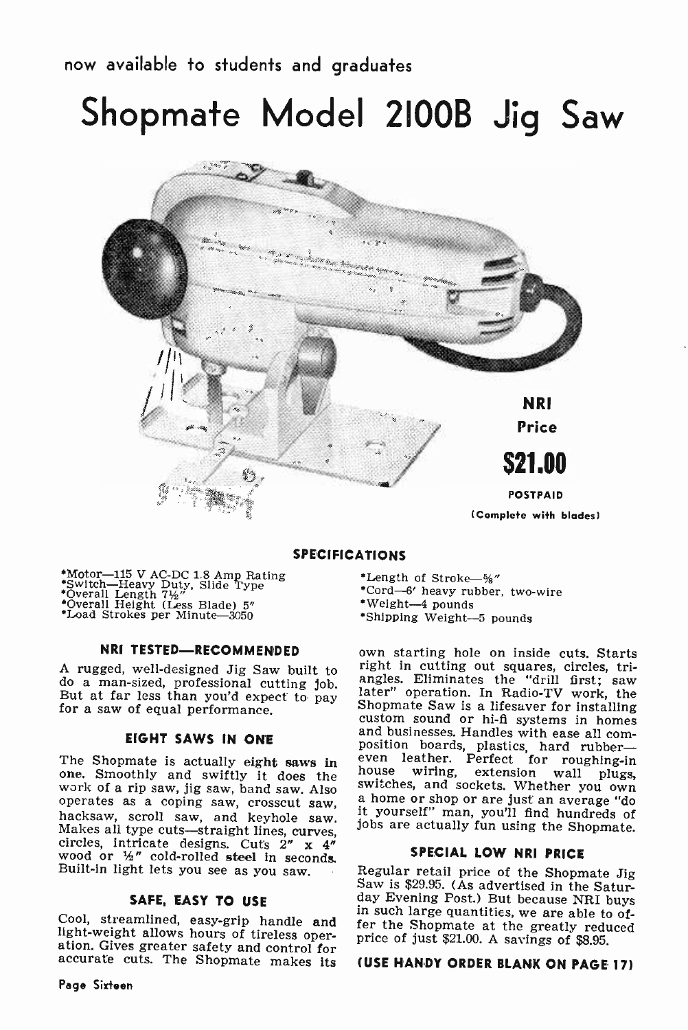now available to students and graduates

# Shopmate Model 2100B Jig Saw

**NRI**
**Price**
**$21.00**
POSTPAID
(Complete with blades)

### SPECIFICATIONS

*Motor—115 V AC-DC 1.8 Amp Rating
*Switch—Heavy Duty, Slide Type
*Overall Length 7½"
*Overall Height (Less Blade) 5"
*Load Strokes per Minute—3050
*Length of Stroke—⅝"
*Cord—6' heavy rubber, two-wire
*Weight—4 pounds
*Shipping Weight—5 pounds

### NRI TESTED—RECOMMENDED

A rugged, well-designed Jig Saw built to do a man-sized, professional cutting job. But at far less than you'd expect to pay for a saw of equal performance.

### EIGHT SAWS IN ONE

The Shopmate is actually **eight saws in one.** Smoothly and swiftly it does the work of a rip saw, jig saw, band saw. Also operates as a coping saw, crosscut saw, hacksaw, scroll saw, and keyhole saw. Makes all type cuts—straight lines, curves, circles, intricate designs. Cuts 2" x 4" wood or ½" cold-rolled **steel** in seconds. Built-in light lets you see as you saw.

### SAFE, EASY TO USE

Cool, streamlined, easy-grip handle and light-weight allows hours of tireless operation. Gives greater safety and control for accurate cuts. The Shopmate makes its own starting hole on inside cuts. Starts right in cutting out squares, circles, triangles. Eliminates the "drill first; saw later" operation. In Radio-TV work, the Shopmate Saw is a lifesaver for installing custom sound or hi-fi systems in homes and businesses. Handles with ease all composition boards, plastics, hard rubber—even leather. Perfect for roughing-in house wiring, extension wall plugs, switches, and sockets. Whether you own a home or shop or are just an average "do it yourself" man, you'll find hundreds of jobs are actually fun using the Shopmate.

### SPECIAL LOW NRI PRICE

Regular retail price of the Shopmate Jig Saw is $29.95. (As advertised in the Saturday Evening Post.) But because NRI buys in such large quantities, we are able to offer the Shopmate at the greatly reduced price of just $21.00. A savings of $8.95.

**(USE HANDY ORDER BLANK ON PAGE 17)**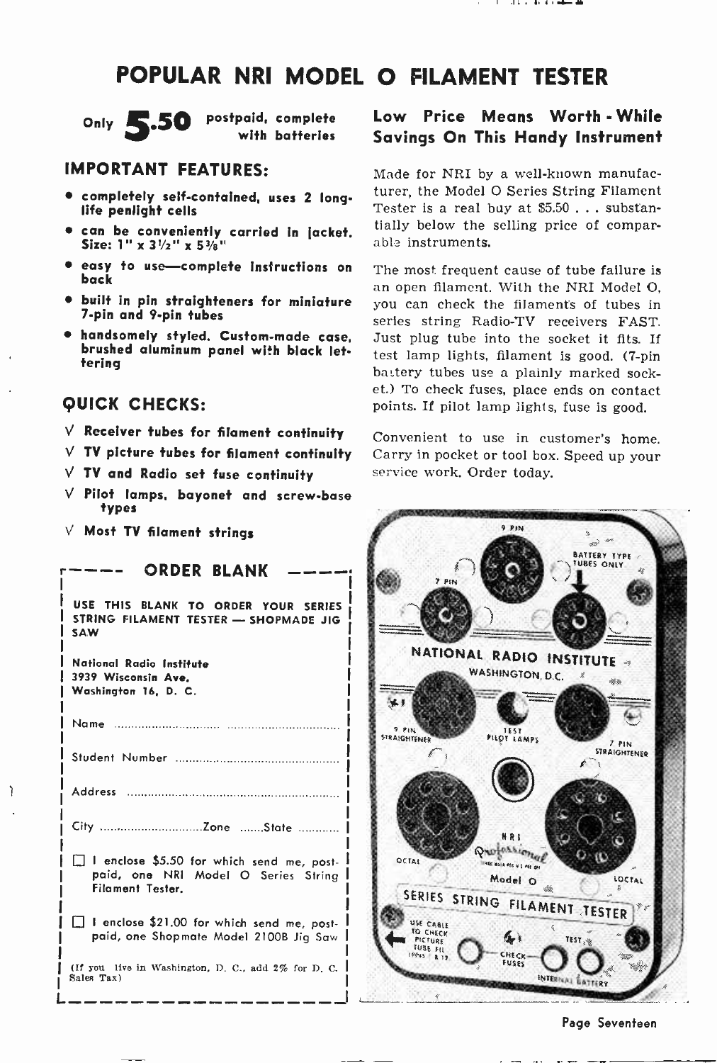# POPULAR NRI MODEL O FILAMENT TESTER

Only **5.50** postpaid, complete with batteries

## IMPORTANT FEATURES:

- **completely self-contained, uses 2 long-life penlight cells**
- **can be conveniently carried in jacket. Size: 1" x 3½" x 5⅜"**
- **easy to use—complete instructions on back**
- **built in pin straighteners for miniature 7-pin and 9-pin tubes**
- **handsomely styled. Custom-made case, brushed aluminum panel with black lettering**

## QUICK CHECKS:

- V **Receiver tubes for filament continuity**
- V **TV picture tubes for filament continuity**
- V **TV and Radio set fuse continuity**
- V **Pilot lamps, bayonet and screw-base types**
- V **Most TV filament strings**

## ORDER BLANK

**USE THIS BLANK TO ORDER YOUR SERIES STRING FILAMENT TESTER — SHOPMADE JIG SAW**

**National Radio Institute**
**3939 Wisconsin Ave.**
**Washington 16, D. C.**

Name ............................ ............................

Student Number ............................

Address ............................

City ............................Zone .......State ............

☐ I enclose $5.50 for which send me, postpaid, one NRI Model O Series String Filament Tester.

☐ I enclose $21.00 for which send me, postpaid, one Shopmate Model 2100B Jig Saw

(If you live in Washington, D. C., add 2% for D. C. Sales Tax)

## Low Price Means Worth-While Savings On This Handy Instrument

Made for NRI by a well-known manufacturer, the Model O Series String Filament Tester is a real buy at $5.50 . . . substantially below the selling price of comparable instruments.

The most frequent cause of tube failure is an open filament. With the NRI Model O, you can check the filaments of tubes in series string Radio-TV receivers FAST. Just plug tube into the socket it fits. If test lamp lights, filament is good. (7-pin battery tubes use a plainly marked socket.) To check fuses, place ends on contact points. If pilot lamp lights, fuse is good.

Convenient to use in customer's home. Carry in pocket or tool box. Speed up your service work. Order today.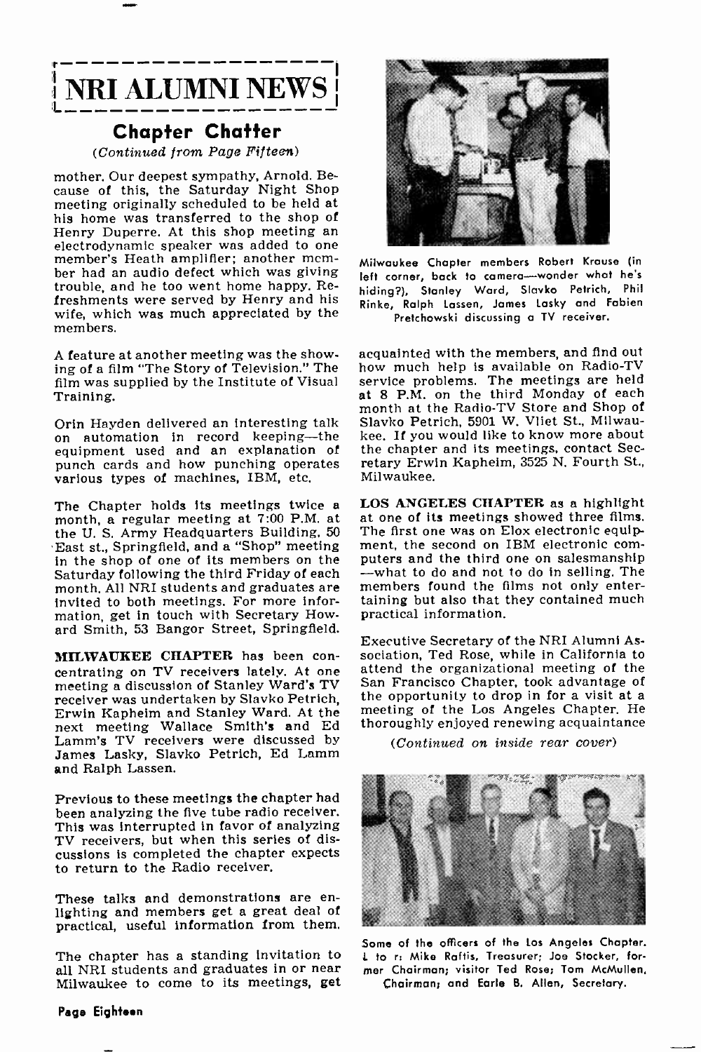# NRI ALUMNI NEWS

## Chapter Chatter

*(Continued from Page Fifteen)*

mother. Our deepest sympathy, Arnold. Because of this, the Saturday Night Shop meeting originally scheduled to be held at his home was transferred to the shop of Henry Duperre. At this shop meeting an electrodynamic speaker was added to one member's Heath amplifier; another member had an audio defect which was giving trouble, and he too went home happy. Refreshments were served by Henry and his wife, which was much appreciated by the members.

A feature at another meeting was the showing of a film "The Story of Television." The film was supplied by the Institute of Visual Training.

Orin Hayden delivered an interesting talk on automation in record keeping—the equipment used and an explanation of punch cards and how punching operates various types of machines, IBM, etc.

The Chapter holds its meetings twice a month, a regular meeting at 7:00 P.M. at the U. S. Army Headquarters Building, 50 East st., Springfield, and a "Shop" meeting in the shop of one of its members on the Saturday following the third Friday of each month. All NRI students and graduates are invited to both meetings. For more information, get in touch with Secretary Howard Smith, 53 Bangor Street, Springfield.

**MILWAUKEE CHAPTER** has been concentrating on TV receivers lately. At one meeting a discussion of Stanley Ward's TV receiver was undertaken by Slavko Petrich, Erwin Kapheim and Stanley Ward. At the next meeting Wallace Smith's and Ed Lamm's TV receivers were discussed by James Lasky, Slavko Petrich, Ed Lamm and Ralph Lassen.

Previous to these meetings the chapter had been analyzing the five tube radio receiver. This was interrupted in favor of analyzing TV receivers, but when this series of discussions is completed the chapter expects to return to the Radio receiver.

These talks and demonstrations are enlighting and members get a great deal of practical, useful information from them.

The chapter has a standing invitation to all NRI students and graduates in or near Milwaukee to come to its meetings, get acquainted with the members, and find out how much help is available on Radio-TV service problems. The meetings are held at 8 P.M. on the third Monday of each month at the Radio-TV Store and Shop of Slavko Petrich, 5901 W. Vliet St., Milwaukee. If you would like to know more about the chapter and its meetings, contact Secretary Erwin Kapheim, 3525 N. Fourth St., Milwaukee.

Milwaukee Chapter members Robert Krause (in left corner, back to camera—wonder what he's hiding?), Stanley Ward, Slavko Petrich, Phil Rinke, Ralph Lassen, James Lasky and Fabien Pretchowski discussing a TV receiver.

**LOS ANGELES CHAPTER** as a highlight at one of its meetings showed three films. The first one was on Elox electronic equipment, the second on IBM electronic computers and the third one on salesmanship—what to do and not to do in selling. The members found the films not only entertaining but also that they contained much practical information.

Executive Secretary of the NRI Alumni Association, Ted Rose, while in California to attend the organizational meeting of the San Francisco Chapter, took advantage of the opportunity to drop in for a visit at a meeting of the Los Angeles Chapter. He thoroughly enjoyed renewing acquaintance

*(Continued on inside rear cover)*

Some of the officers of the Los Angeles Chapter. L to r: Mike Raftis, Treasurer; Joe Stocker, former Chairman; visitor Ted Rose; Tom McMullen, Chairman; and Earle B. Allen, Secretary.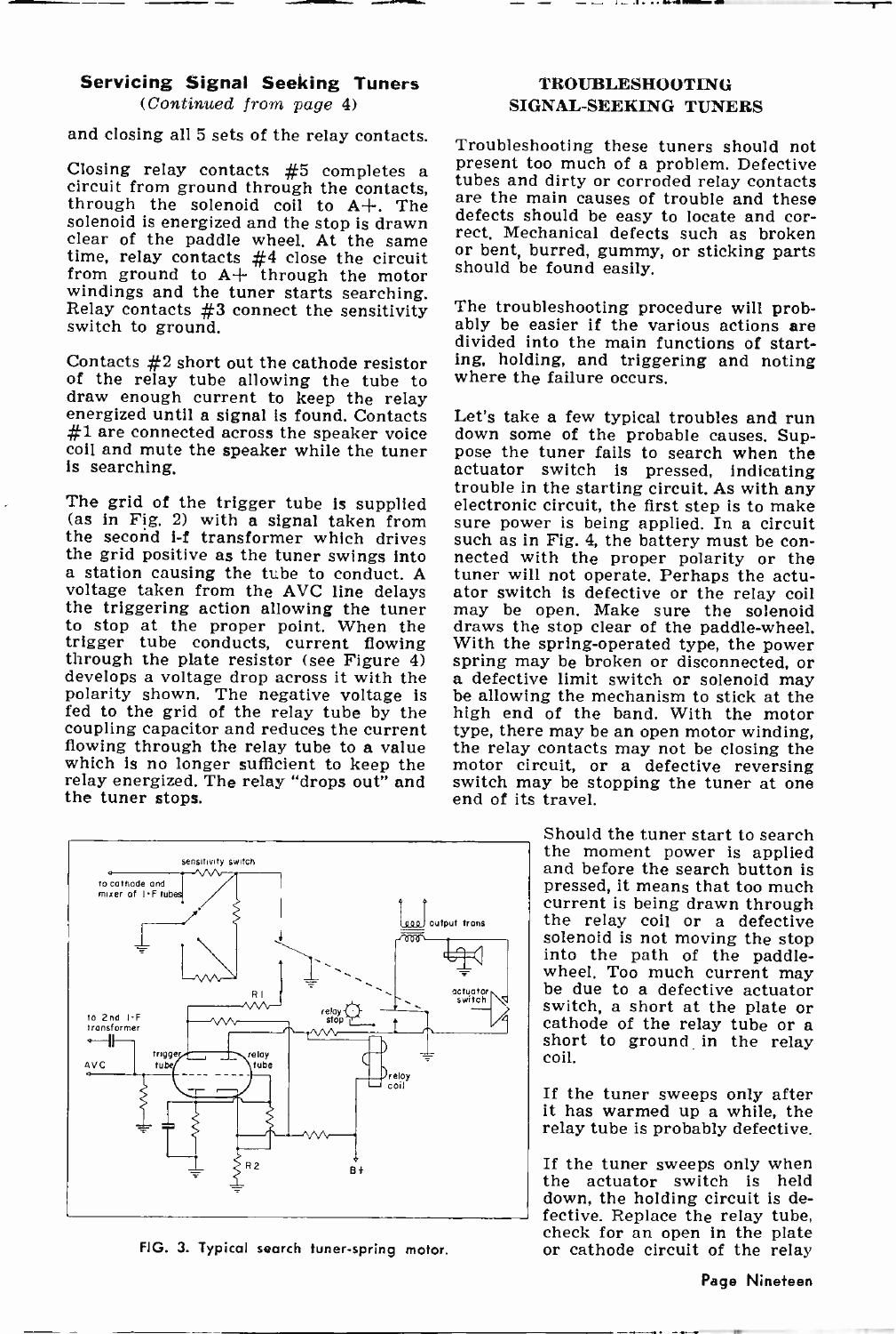## Servicing Signal Seeking Tuners

*(Continued from page 4)*

and closing all 5 sets of the relay contacts.

Closing relay contacts #5 completes a circuit from ground through the contacts, through the solenoid coil to A+. The solenoid is energized and the stop is drawn clear of the paddle wheel. At the same time, relay contacts #4 close the circuit from ground to A+ through the motor windings and the tuner starts searching. Relay contacts #3 connect the sensitivity switch to ground.

Contacts #2 short out the cathode resistor of the relay tube allowing the tube to draw enough current to keep the relay energized until a signal is found. Contacts #1 are connected across the speaker voice coil and mute the speaker while the tuner is searching.

The grid of the trigger tube is supplied (as in Fig. 2) with a signal taken from the second i-f transformer which drives the grid positive as the tuner swings into a station causing the tube to conduct. A voltage taken from the AVC line delays the triggering action allowing the tuner to stop at the proper point. When the trigger tube conducts, current flowing through the plate resistor (see Figure 4) develops a voltage drop across it with the polarity shown. The negative voltage is fed to the grid of the relay tube by the coupling capacitor and reduces the current flowing through the relay tube to a value which is no longer sufficient to keep the relay energized. The relay "drops out" and the tuner stops.

FIG. 3. Typical search tuner-spring motor.

## TROUBLESHOOTING SIGNAL-SEEKING TUNERS

Troubleshooting these tuners should not present too much of a problem. Defective tubes and dirty or corroded relay contacts are the main causes of trouble and these defects should be easy to locate and correct. Mechanical defects such as broken or bent, burred, gummy, or sticking parts should be found easily.

The troubleshooting procedure will probably be easier if the various actions are divided into the main functions of starting, holding, and triggering and noting where the failure occurs.

Let's take a few typical troubles and run down some of the probable causes. Suppose the tuner fails to search when the actuator switch is pressed, indicating trouble in the starting circuit. As with any electronic circuit, the first step is to make sure power is being applied. In a circuit such as in Fig. 4, the battery must be connected with the proper polarity or the tuner will not operate. Perhaps the actuator switch is defective or the relay coil may be open. Make sure the solenoid draws the stop clear of the paddle-wheel. With the spring-operated type, the power spring may be broken or disconnected, or a defective limit switch or solenoid may be allowing the mechanism to stick at the high end of the band. With the motor type, there may be an open motor winding, the relay contacts may not be closing the motor circuit, or a defective reversing switch may be stopping the tuner at one end of its travel.

Should the tuner start to search the moment power is applied and before the search button is pressed, it means that too much current is being drawn through the relay coil or a defective solenoid is not moving the stop into the path of the paddle-wheel. Too much current may be due to a defective actuator switch, a short at the plate or cathode of the relay tube or a short to ground in the relay coil.

If the tuner sweeps only after it has warmed up a while, the relay tube is probably defective.

If the tuner sweeps only when the actuator switch is held down, the holding circuit is defective. Replace the relay tube, check for an open in the plate or cathode circuit of the relay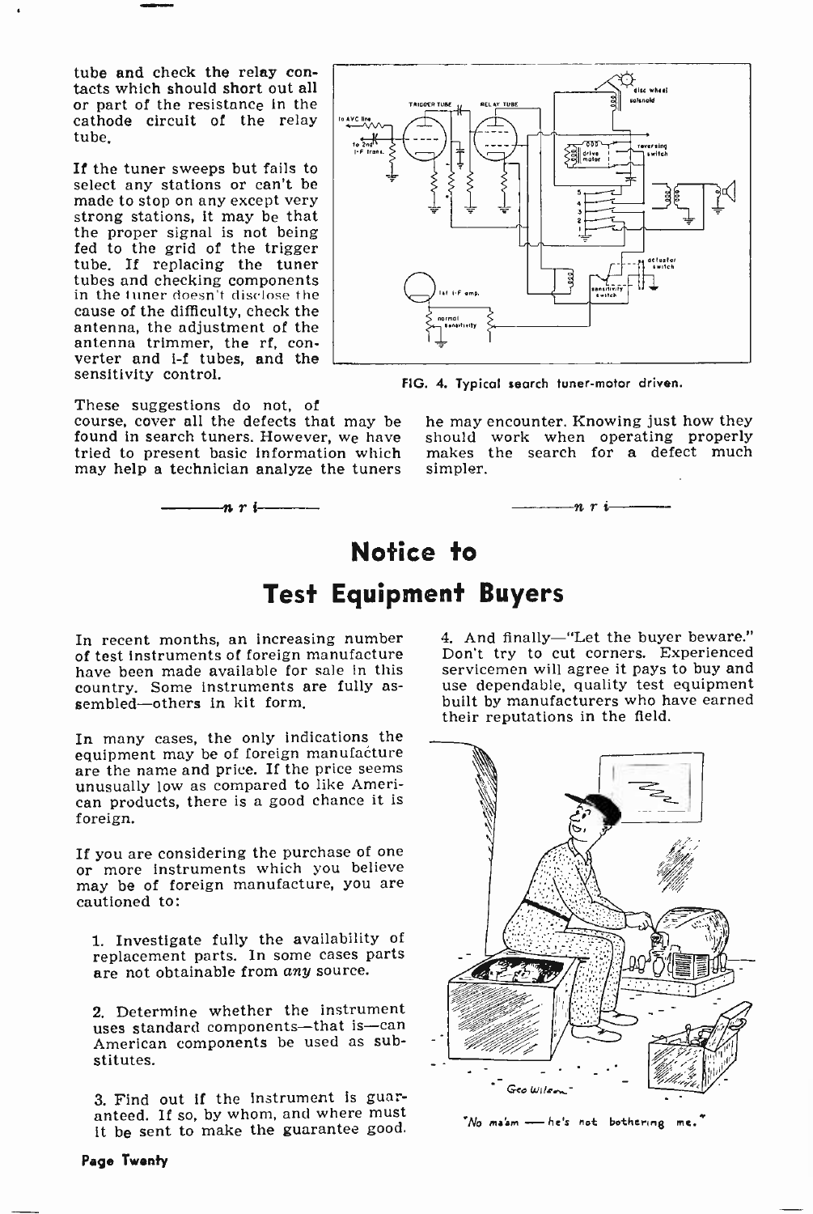tube and check the relay contacts which should short out all or part of the resistance in the cathode circuit of the relay tube.

If the tuner sweeps but fails to select any stations or can't be made to stop on any except very strong stations, it may be that the proper signal is not being fed to the grid of the trigger tube. If replacing the tuner tubes and checking components in the tuner doesn't disclose the cause of the difficulty, check the antenna, the adjustment of the antenna trimmer, the rf, converter and i-f tubes, and the sensitivity control.

FIG. 4. Typical search tuner-motor driven.

These suggestions do not, of course, cover all the defects that may be found in search tuners. However, we have tried to present basic information which may help a technician analyze the tuners he may encounter. Knowing just how they should work when operating properly makes the search for a defect much simpler.

—n r i—

# Notice to Test Equipment Buyers

In recent months, an increasing number of test instruments of foreign manufacture have been made available for sale in this country. Some instruments are fully assembled—others in kit form.

In many cases, the only indications the equipment may be of foreign manufacture are the name and price. If the price seems unusually low as compared to like American products, there is a good chance it is foreign.

If you are considering the purchase of one or more instruments which you believe may be of foreign manufacture, you are cautioned to:

1. Investigate fully the availability of replacement parts. In some cases parts are not obtainable from *any* source.

2. Determine whether the instrument uses standard components—that is—can American components be used as substitutes.

3. Find out if the instrument is guaranteed. If so, by whom, and where must it be sent to make the guarantee good.

4. And finally—"Let the buyer beware." Don't try to cut corners. Experienced servicemen will agree it pays to buy and use dependable, quality test equipment built by manufacturers who have earned their reputations in the field.

"No ma'am — he's not bothering me."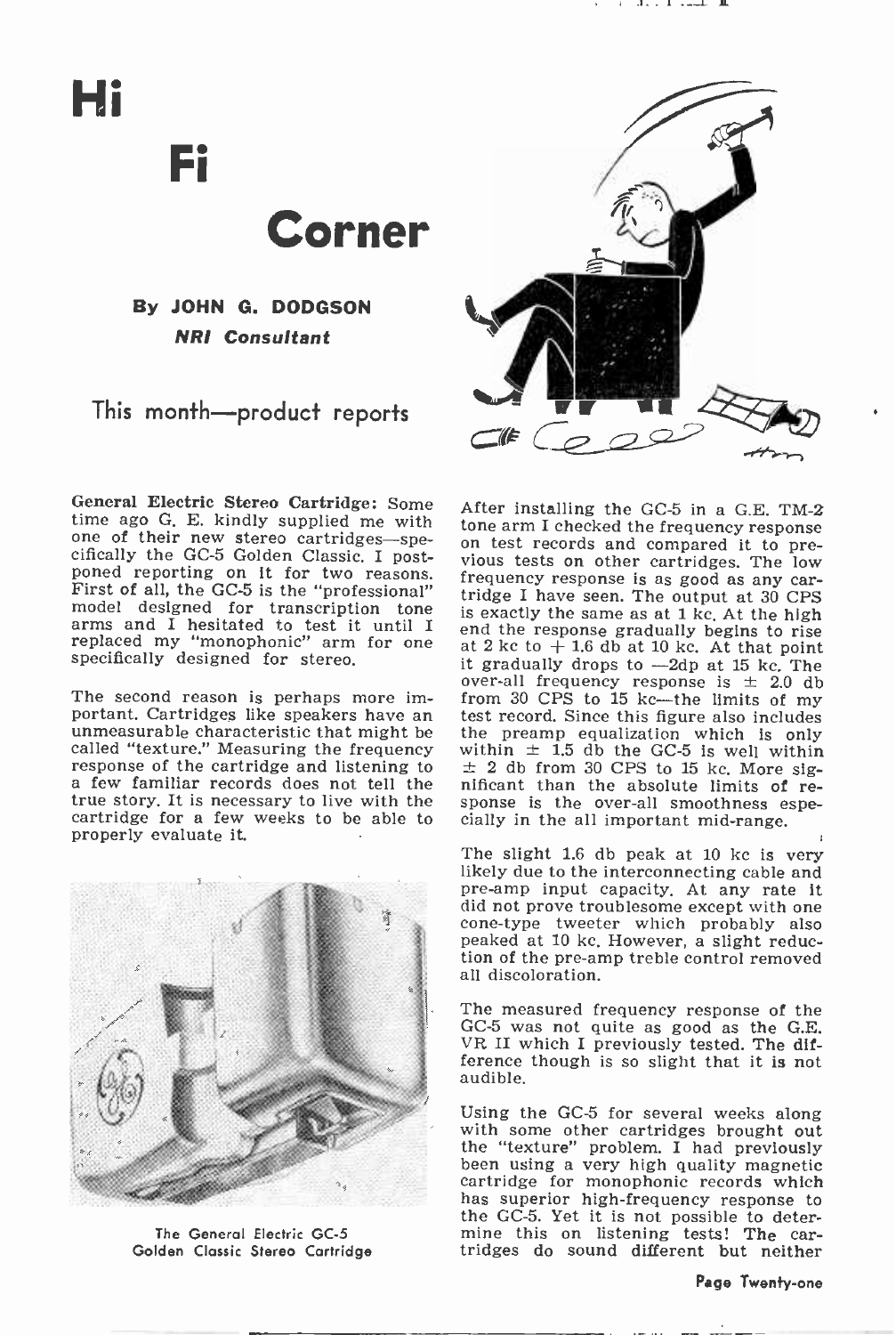# Hi Fi Corner

**By JOHN G. DODGSON**
***NRI Consultant***

## This month—product reports

**General Electric Stereo Cartridge:** Some time ago G. E. kindly supplied me with one of their new stereo cartridges—specifically the GC-5 Golden Classic. I postponed reporting on it for two reasons. First of all, the GC-5 is the "professional" model designed for transcription tone arms and I hesitated to test it until I replaced my "monophonic" arm for one specifically designed for stereo.

The second reason is perhaps more important. Cartridges like speakers have an unmeasurable characteristic that might be called "texture." Measuring the frequency response of the cartridge and listening to a few familiar records does not tell the true story. It is necessary to live with the cartridge for a few weeks to be able to properly evaluate it.

The General Electric GC-5 Golden Classic Stereo Cartridge

After installing the GC-5 in a G.E. TM-2 tone arm I checked the frequency response on test records and compared it to previous tests on other cartridges. The low frequency response is as good as any cartridge I have seen. The output at 30 CPS is exactly the same as at 1 kc. At the high end the response gradually begins to rise at 2 kc to + 1.6 db at 10 kc. At that point it gradually drops to —2dp at 15 kc. The over-all frequency response is ± 2.0 db from 30 CPS to 15 kc—the limits of my test record. Since this figure also includes the preamp equalization which is only within ± 1.5 db the GC-5 is well within ± 2 db from 30 CPS to 15 kc. More significant than the absolute limits of response is the over-all smoothness especially in the all important mid-range.

The slight 1.6 db peak at 10 kc is very likely due to the interconnecting cable and pre-amp input capacity. At any rate it did not prove troublesome except with one cone-type tweeter which probably also peaked at 10 kc. However, a slight reduction of the pre-amp treble control removed all discoloration.

The measured frequency response of the GC-5 was not quite as good as the G.E. VR II which I previously tested. The difference though is so slight that it is not audible.

Using the GC-5 for several weeks along with some other cartridges brought out the "texture" problem. I had previously been using a very high quality magnetic cartridge for monophonic records which has superior high-frequency response to the GC-5. Yet it is not possible to determine this on listening tests! The cartridges do sound different but neither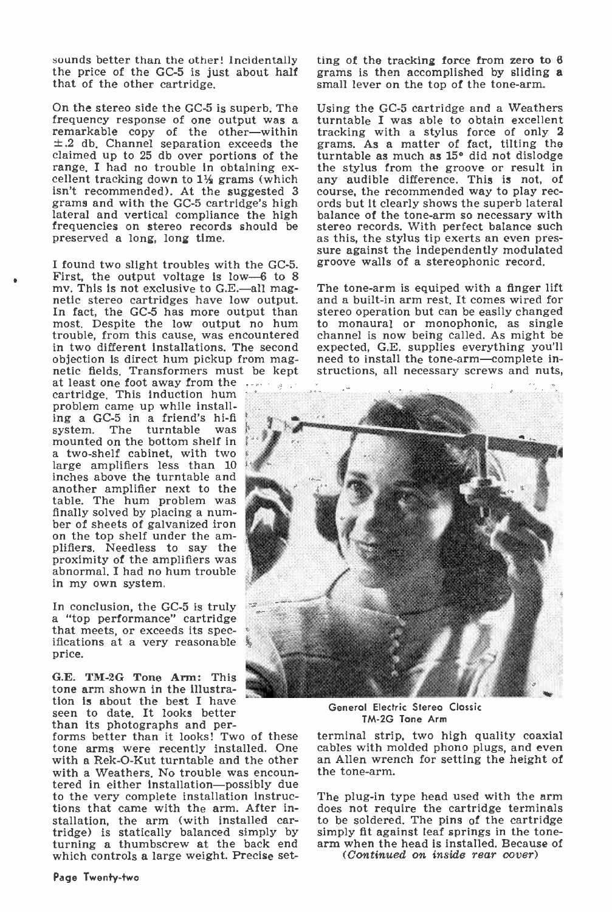sounds better than the other! Incidentally the price of the GC-5 is just about half that of the other cartridge.

On the stereo side the GC-5 is superb. The frequency response of one output was a remarkable copy of the other—within ±.2 db. Channel separation exceeds the claimed up to 25 db over portions of the range. I had no trouble in obtaining excellent tracking down to 1½ grams (which isn't recommended). At the suggested 3 grams and with the GC-5 cartridge's high lateral and vertical compliance the high frequencies on stereo records should be preserved a long, long time.

I found two slight troubles with the GC-5. First, the output voltage is low—6 to 8 mv. This is not exclusive to G.E.—all magnetic stereo cartridges have low output. In fact, the GC-5 has more output than most. Despite the low output no hum trouble, from this cause, was encountered in two different installations. The second objection is direct hum pickup from magnetic fields. Transformers must be kept at least one foot away from the cartridge. This induction hum problem came up while installing a GC-5 in a friend's hi-fi system. The turntable was mounted on the bottom shelf in a two-shelf cabinet, with two large amplifiers less than 10 inches above the turntable and another amplifier next to the table. The hum problem was finally solved by placing a number of sheets of galvanized iron on the top shelf under the amplifiers. Needless to say the proximity of the amplifiers was abnormal. I had no hum trouble in my own system.

In conclusion, the GC-5 is truly a "top performance" cartridge that meets, or exceeds its specifications at a very reasonable price.

**G.E. TM-2G Tone Arm:** This tone arm shown in the illustration is about the best I have seen to date. It looks better than its photographs and performs better than it looks! Two of these tone arms were recently installed. One with a Rek-O-Kut turntable and the other with a Weathers. No trouble was encountered in either installation—possibly due to the very complete installation instructions that came with the arm. After installation, the arm (with installed cartridge) is statically balanced simply by turning a thumbscrew at the back end which controls a large weight. Precise setting of the tracking force from zero to 6 grams is then accomplished by sliding a small lever on the top of the tone-arm.

Using the GC-5 cartridge and a Weathers turntable I was able to obtain excellent tracking with a stylus force of only 2 grams. As a matter of fact, tilting the turntable as much as 15° did not dislodge the stylus from the groove or result in any audible difference. This is not, of course, the recommended way to play records but it clearly shows the superb lateral balance of the tone-arm so necessary with stereo records. With perfect balance such as this, the stylus tip exerts an even pressure against the independently modulated groove walls of a stereophonic record.

The tone-arm is equiped with a finger lift and a built-in arm rest. It comes wired for stereo operation but can be easily changed to monaural or monophonic, as single channel is now being called. As might be expected, G.E. supplies everything you'll need to install the tone-arm—complete instructions, all necessary screws and nuts, terminal strip, two high quality coaxial cables with molded phono plugs, and even an Allen wrench for setting the height of the tone-arm.

General Electric Stereo Classic TM-2G Tone Arm

The plug-in type head used with the arm does not require the cartridge terminals to be soldered. The pins of the cartridge simply fit against leaf springs in the tone-arm when the head is installed. Because of

*(Continued on inside rear cover)*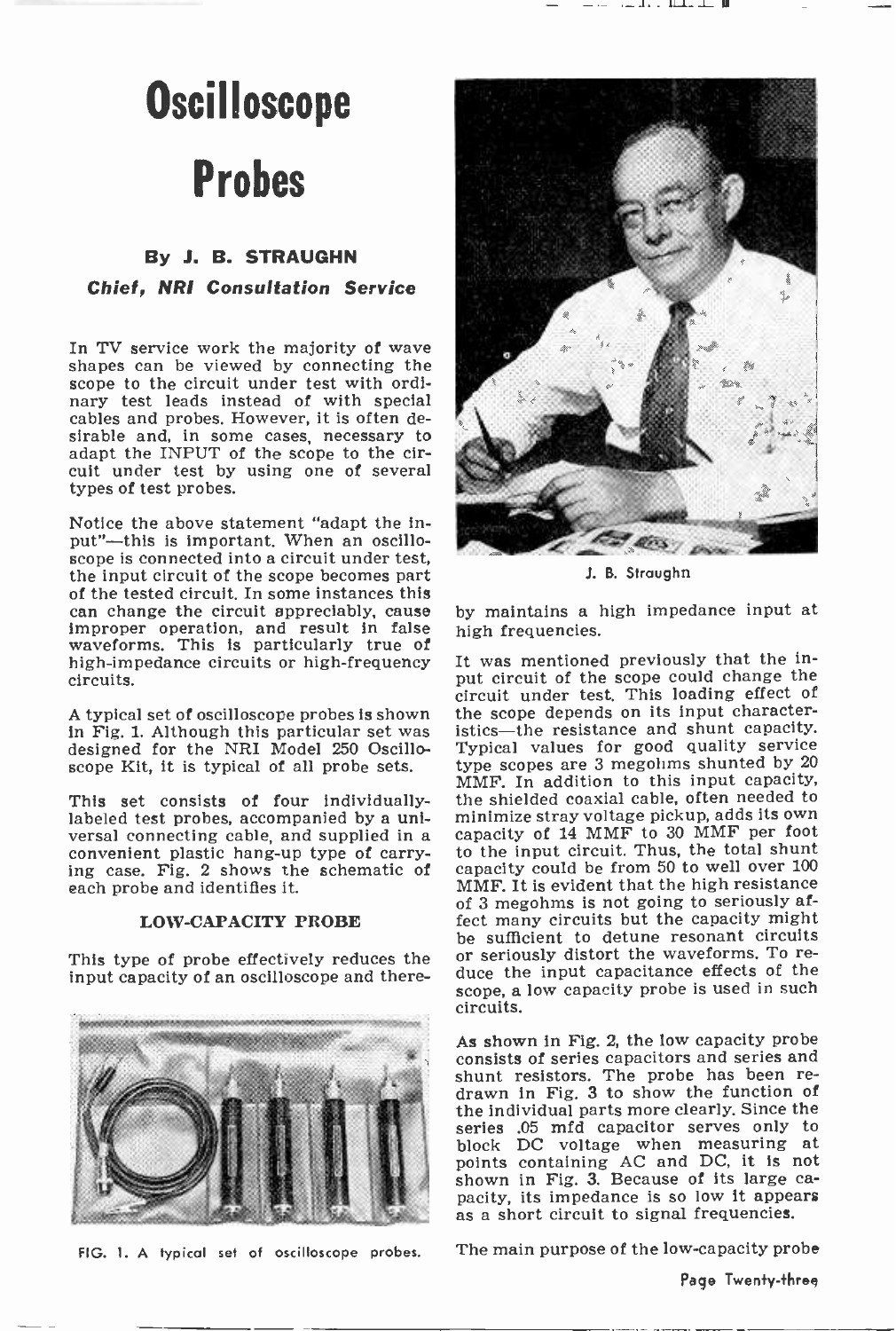# Oscilloscope Probes

### By J. B. STRAUGHN

***Chief, NRI Consultation Service***

In TV service work the majority of wave shapes can be viewed by connecting the scope to the circuit under test with ordinary test leads instead of with special cables and probes. However, it is often desirable and, in some cases, necessary to adapt the INPUT of the scope to the circuit under test by using one of several types of test probes.

Notice the above statement "adapt the input"—this is important. When an oscilloscope is connected into a circuit under test, the input circuit of the scope becomes part of the tested circuit. In some instances this can change the circuit appreciably, cause improper operation, and result in false waveforms. This is particularly true of high-impedance circuits or high-frequency circuits.

A typical set of oscilloscope probes is shown in Fig. 1. Although this particular set was designed for the NRI Model 250 Oscilloscope Kit, it is typical of all probe sets.

This set consists of four individually-labeled test probes, accompanied by a universal connecting cable, and supplied in a convenient plastic hang-up type of carrying case. Fig. 2 shows the schematic of each probe and identifies it.

J. B. Straughn

FIG. 1. A typical set of oscilloscope probes.

## LOW-CAPACITY PROBE

This type of probe effectively reduces the input capacity of an oscilloscope and thereby maintains a high impedance input at high frequencies.

It was mentioned previously that the input circuit of the scope could change the circuit under test. This loading effect of the scope depends on its input characteristics—the resistance and shunt capacity. Typical values for good quality service type scopes are 3 megohms shunted by 20 MMF. In addition to this input capacity, the shielded coaxial cable, often needed to minimize stray voltage pickup, adds its own capacity of 14 MMF to 30 MMF per foot to the input circuit. Thus, the total shunt capacity could be from 50 to well over 100 MMF. It is evident that the high resistance of 3 megohms is not going to seriously affect many circuits but the capacity might be sufficient to detune resonant circuits or seriously distort the waveforms. To reduce the input capacitance effects of the scope, a low capacity probe is used in such circuits.

As shown in Fig. 2, the low capacity probe consists of series capacitors and series and shunt resistors. The probe has been redrawn in Fig. 3 to show the function of the individual parts more clearly. Since the series .05 mfd capacitor serves only to block DC voltage when measuring at points containing AC and DC, it is not shown in Fig. 3. Because of its large capacity, its impedance is so low it appears as a short circuit to signal frequencies.

The main purpose of the low-capacity probe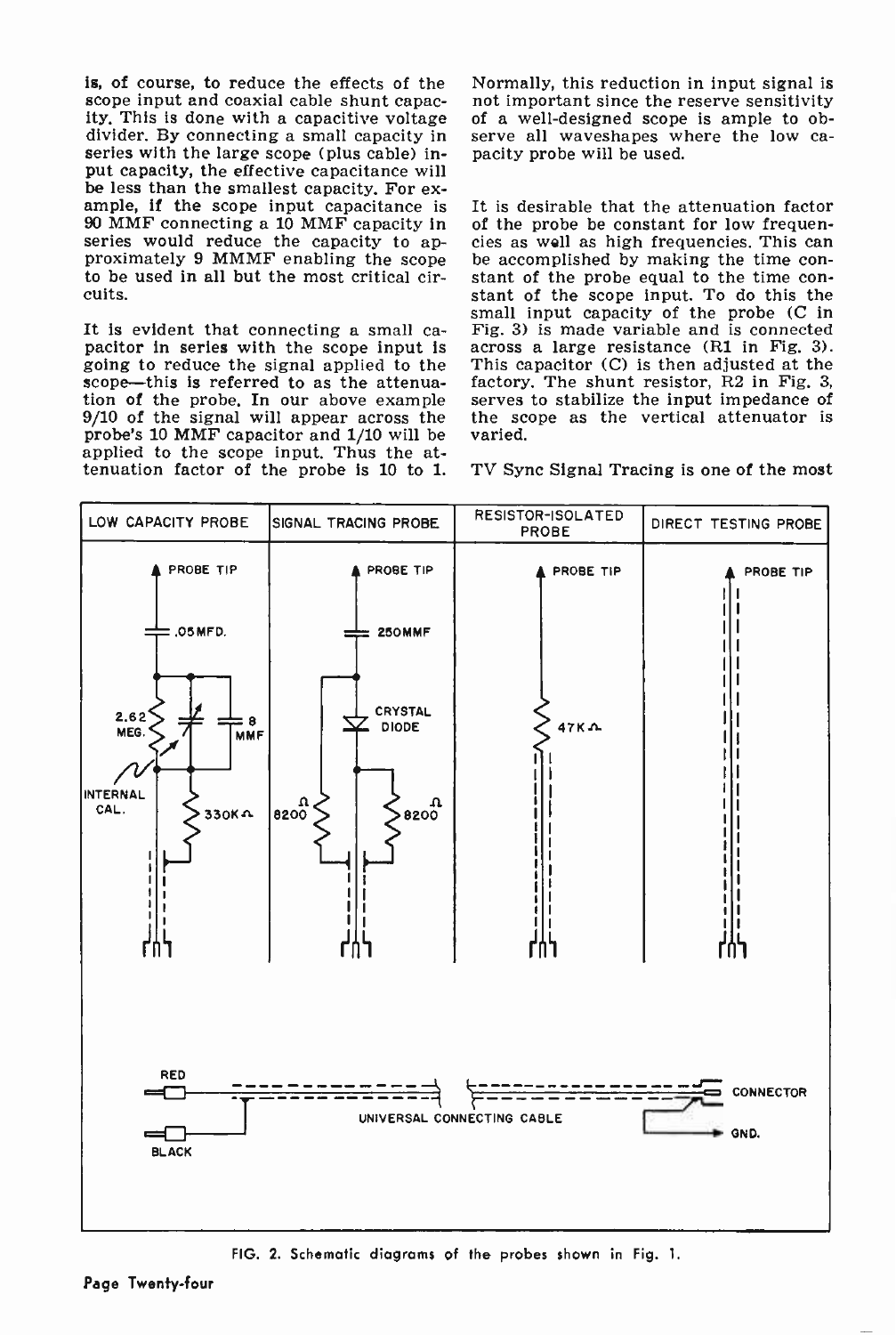is, of course, to reduce the effects of the scope input and coaxial cable shunt capacity. This is done with a capacitive voltage divider. By connecting a small capacity in series with the large scope (plus cable) input capacity, the effective capacitance will be less than the smallest capacity. For example, if the scope input capacitance is 90 MMF connecting a 10 MMF capacity in series would reduce the capacity to approximately 9 MMMF enabling the scope to be used in all but the most critical circuits.

It is evident that connecting a small capacitor in series with the scope input is going to reduce the signal applied to the scope—this is referred to as the attenuation of the probe. In our above example 9/10 of the signal will appear across the probe's 10 MMF capacitor and 1/10 will be applied to the scope input. Thus the attenuation factor of the probe is 10 to 1.

Normally, this reduction in input signal is not important since the reserve sensitivity of a well-designed scope is ample to observe all waveshapes where the low capacity probe will be used.

It is desirable that the attenuation factor of the probe be constant for low frequencies as well as high frequencies. This can be accomplished by making the time constant of the probe equal to the time constant of the scope input. To do this the small input capacity of the probe (C in Fig. 3) is made variable and is connected across a large resistance (R1 in Fig. 3). This capacitor (C) is then adjusted at the factory. The shunt resistor, R2 in Fig. 3, serves to stabilize the input impedance of the scope as the vertical attenuator is varied.

TV Sync Signal Tracing is one of the most

| LOW CAPACITY PROBE | SIGNAL TRACING PROBE | RESISTOR-ISOLATED PROBE | DIRECT TESTING PROBE |
|---|---|---|---|
| PROBE TIP; .05 MFD.; 2.62 MEG.; 8 MMF; INTERNAL CAL.; 330K Ω | PROBE TIP; 250 MMF; CRYSTAL DIODE; 8200 Ω; 8200 Ω | PROBE TIP; 47K Ω | PROBE TIP |

RED — UNIVERSAL CONNECTING CABLE — CONNECTOR; BLACK — GND.

FIG. 2. Schematic diagrams of the probes shown in Fig. 1.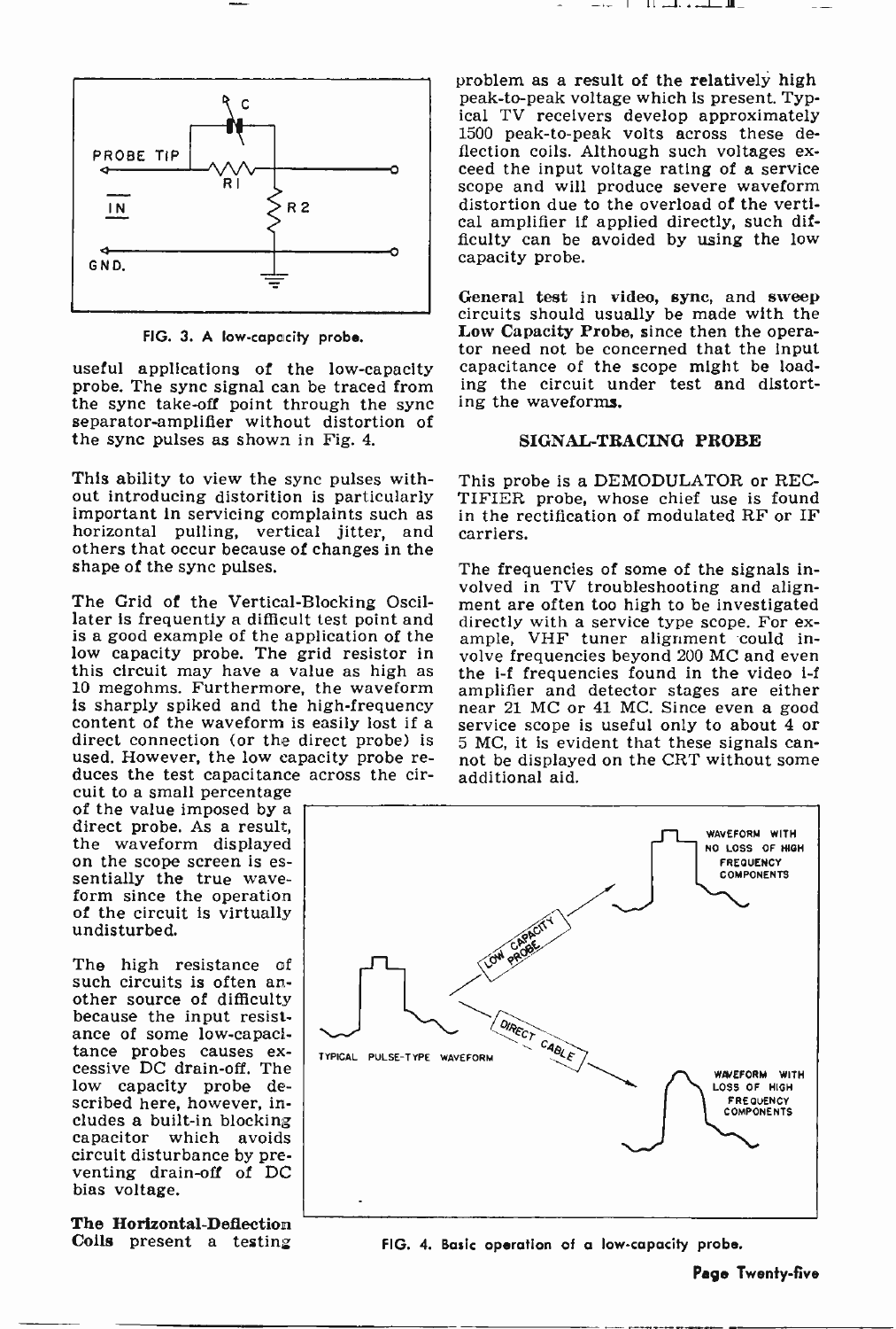FIG. 3. A low-capacity probe.

useful applications of the low-capacity probe. The sync signal can be traced from the sync take-off point through the sync separator-amplifier without distortion of the sync pulses as shown in Fig. 4.

This ability to view the sync pulses without introducing distorition is particularly important in servicing complaints such as horizontal pulling, vertical jitter, and others that occur because of changes in the shape of the sync pulses.

**The Grid of the Vertical-Blocking Oscillater** is frequently a difficult test point and is a good example of the application of the low capacity probe. The grid resistor in this circuit may have a value as high as 10 megohms. Furthermore, the waveform is sharply spiked and the high-frequency content of the waveform is easily lost if a direct connection (or the direct probe) is used. However, the low capacity probe reduces the test capacitance across the circuit to a small percentage of the value imposed by a direct probe. As a result, the waveform displayed on the scope screen is essentially the true waveform since the operation of the circuit is virtually undisturbed.

The high resistance of such circuits is often another source of difficulty because the input resistance of some low-capacitance probes causes excessive DC drain-off. The low capacity probe described here, however, includes a built-in blocking capacitor which avoids circuit disturbance by preventing drain-off of DC bias voltage.

**The Horizontal-Deflection Coils** present a testing problem as a result of the relatively high peak-to-peak voltage which is present. Typical TV receivers develop approximately 1500 peak-to-peak volts across these deflection coils. Although such voltages exceed the input voltage rating of a service scope and will produce severe waveform distortion due to the overload of the vertical amplifier if applied directly, such difficulty can be avoided by using the low capacity probe.

**General test in video, sync, and sweep circuits should usually be made with the Low Capacity Probe,** since then the operator need not be concerned that the input capacitance of the scope might be loading the circuit under test and distorting the waveforms.

## SIGNAL-TRACING PROBE

This probe is a DEMODULATOR or RECTIFIER probe, whose chief use is found in the rectification of modulated RF or IF carriers.

The frequencies of some of the signals involved in TV troubleshooting and alignment are often too high to be investigated directly with a service type scope. For example, VHF tuner alignment could involve frequencies beyond 200 MC and even the i-f frequencies found in the video i-f amplifier and detector stages are either near 21 MC or 41 MC. Since even a good service scope is useful only to about 4 or 5 MC, it is evident that these signals cannot be displayed on the CRT without some additional aid.

FIG. 4. Basic operation of a low-capacity probe.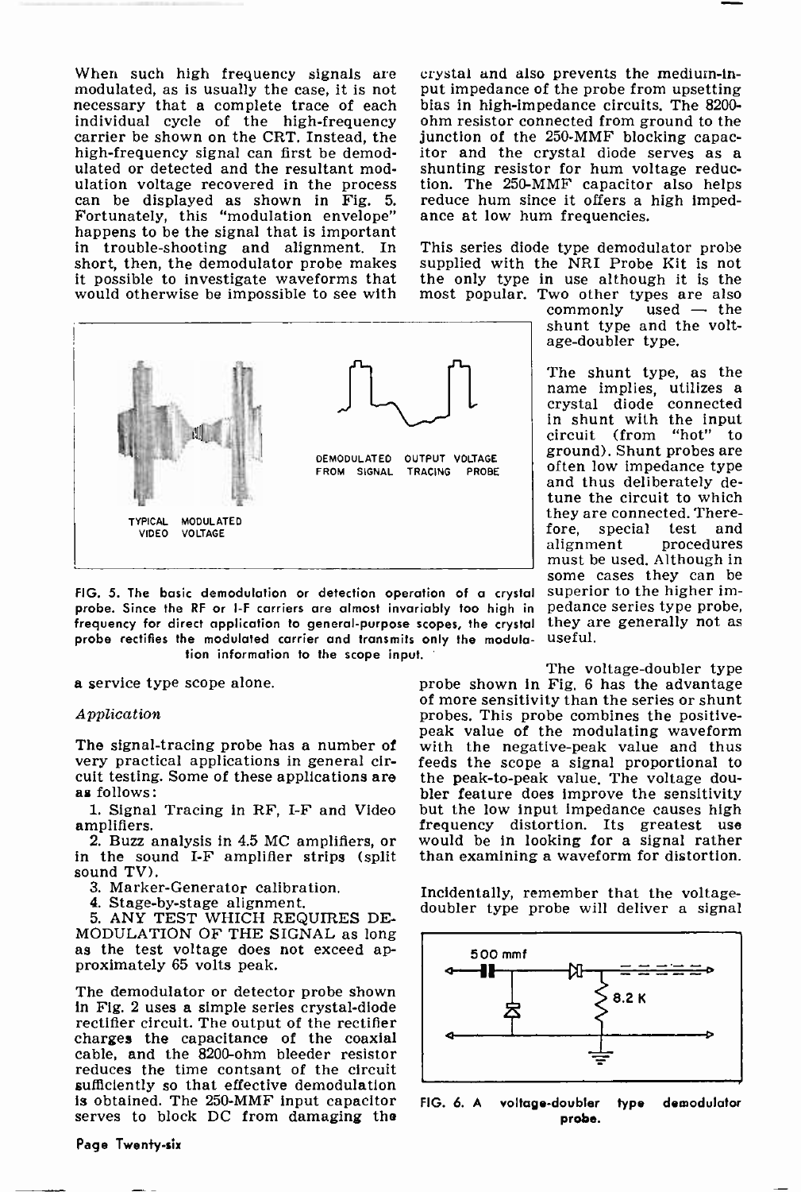When such high frequency signals are modulated, as is usually the case, it is not necessary that a complete trace of each individual cycle of the high-frequency carrier be shown on the CRT. Instead, the high-frequency signal can first be demodulated or detected and the resultant modulation voltage recovered in the process can be displayed as shown in Fig. 5. Fortunately, this "modulation envelope" happens to be the signal that is important in trouble-shooting and alignment. In short, then, the demodulator probe makes it possible to investigate waveforms that would otherwise be impossible to see with a service type scope alone.

TYPICAL MODULATED VIDEO VOLTAGE

DEMODULATED OUTPUT VOLTAGE FROM SIGNAL TRACING PROBE

FIG. 5. The basic demodulation or detection operation of a crystal probe. Since the RF or I-F carriers are almost invariably too high in frequency for direct application to general-purpose scopes, the crystal probe rectifies the modulated carrier and transmits only the modulation information to the scope input.

*Application*

The signal-tracing probe has a number of very practical applications in general circuit testing. Some of these applications are as follows:

1. Signal Tracing in RF, I-F and Video amplifiers.
2. Buzz analysis in 4.5 MC amplifiers, or in the sound I-F amplifier strips (split sound TV).
3. Marker-Generator calibration.
4. Stage-by-stage alignment.
5. ANY TEST WHICH REQUIRES DEMODULATION OF THE SIGNAL as long as the test voltage does not exceed approximately 65 volts peak.

The demodulator or detector probe shown in Fig. 2 uses a simple series crystal-diode rectifier circuit. The output of the rectifier charges the capacitance of the coaxial cable, and the 8200-ohm bleeder resistor reduces the time contsant of the circuit sufficiently so that effective demodulation is obtained. The 250-MMF input capacitor serves to block DC from damaging the crystal and also prevents the medium-input impedance of the probe from upsetting bias in high-impedance circuits. The 8200-ohm resistor connected from ground to the junction of the 250-MMF blocking capacitor and the crystal diode serves as a shunting resistor for hum voltage reduction. The 250-MMF capacitor also helps reduce hum since it offers a high impedance at low hum frequencies.

This series diode type demodulator probe supplied with the NRI Probe Kit is not the only type in use although it is the most popular. Two other types are also commonly used — the shunt type and the voltage-doubler type.

The shunt type, as the name implies, utilizes a crystal diode connected in shunt with the input circuit (from "hot" to ground). Shunt probes are often low impedance type and thus deliberately detune the circuit to which they are connected. Therefore, special test and alignment procedures must be used. Although in some cases they can be superior to the higher impedance series type probe, they are generally not as useful.

The voltage-doubler type probe shown in Fig. 6 has the advantage of more sensitivity than the series or shunt probes. This probe combines the positive-peak value of the modulating waveform with the negative-peak value and thus feeds the scope a signal proportional to the peak-to-peak value. The voltage doubler feature does improve the sensitivity but the low input impedance causes high frequency distortion. Its greatest use would be in looking for a signal rather than examining a waveform for distortion.

Incidentally, remember that the voltage-doubler type probe will deliver a signal

500 mmf

8.2 K

FIG. 6. A voltage-doubler type demodulator probe.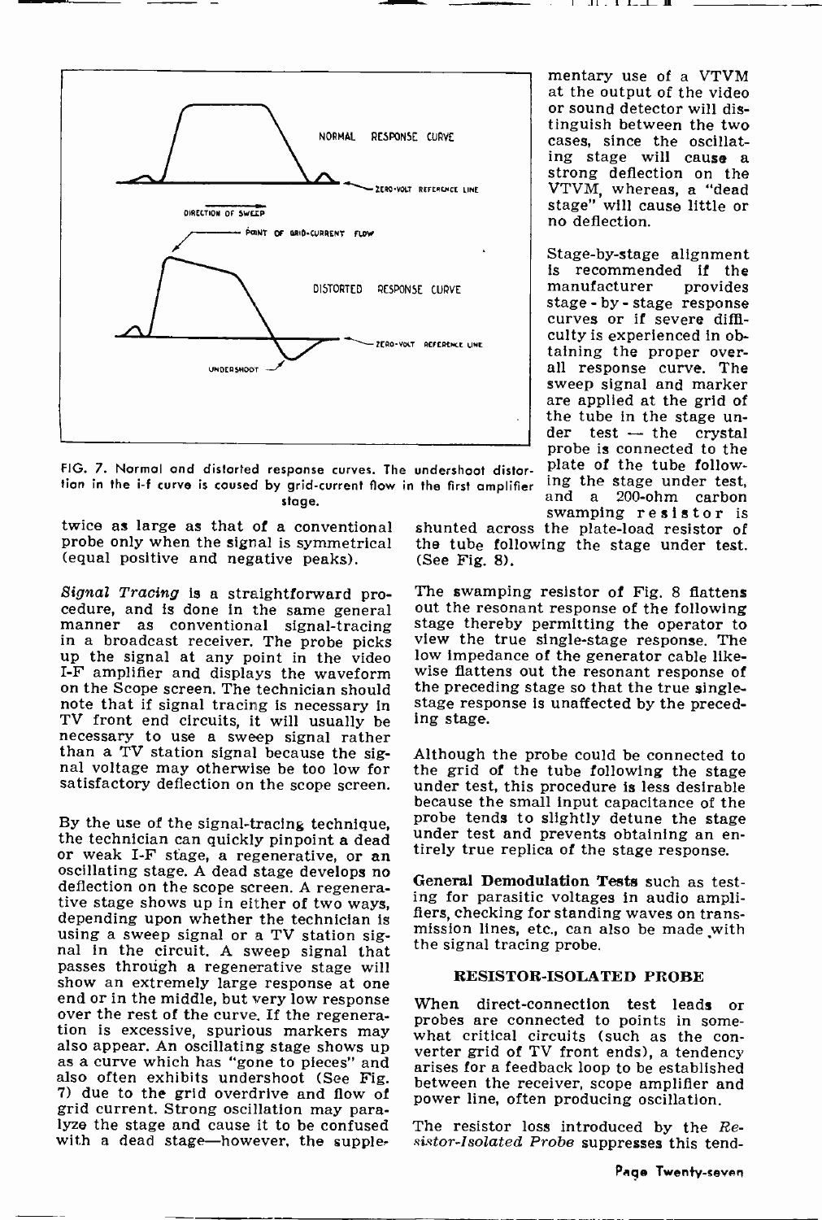FIG. 7. Normal and distorted response curves. The undershoot distortion in the i-f curve is caused by grid-current flow in the first amplifier stage.

twice as large as that of a conventional probe only when the signal is symmetrical (equal positive and negative peaks).

*Signal Tracing* is a straightforward procedure, and is done in the same general manner as conventional signal-tracing in a broadcast receiver. The probe picks up the signal at any point in the video I-F amplifier and displays the waveform on the Scope screen. The technician should note that if signal tracing is necessary in TV front end circuits, it will usually be necessary to use a sweep signal rather than a TV station signal because the signal voltage may otherwise be too low for satisfactory deflection on the scope screen.

By the use of the signal-tracing technique, the technician can quickly pinpoint a dead or weak I-F stage, a regenerative, or an oscillating stage. A dead stage develops no deflection on the scope screen. A regenerative stage shows up in either of two ways, depending upon whether the technician is using a sweep signal or a TV station signal in the circuit. A sweep signal that passes through a regenerative stage will show an extremely large response at one end or in the middle, but very low response over the rest of the curve. If the regeneration is excessive, spurious markers may also appear. An oscillating stage shows up as a curve which has "gone to pieces" and also often exhibits undershoot (See Fig. 7) due to the grid overdrive and flow of grid current. Strong oscillation may paralyze the stage and cause it to be confused with a dead stage—however, the supplementary use of a VTVM at the output of the video or sound detector will distinguish between the two cases, since the oscillating stage will cause a strong deflection on the VTVM, whereas, a "dead stage" will cause little or no deflection.

Stage-by-stage alignment is recommended if the manufacturer provides stage-by-stage response curves or if severe difficulty is experienced in obtaining the proper overall response curve. The sweep signal and marker are applied at the grid of the tube in the stage under test — the crystal probe is connected to the plate of the tube following the stage under test, and a 200-ohm carbon swamping resistor is shunted across the plate-load resistor of the tube following the stage under test. (See Fig. 8).

The swamping resistor of Fig. 8 flattens out the resonant response of the following stage thereby permitting the operator to view the true single-stage response. The low impedance of the generator cable likewise flattens out the resonant response of the preceding stage so that the true single-stage response is unaffected by the preceding stage.

Although the probe could be connected to the grid of the tube following the stage under test, this procedure is less desirable because the small input capacitance of the probe tends to slightly detune the stage under test and prevents obtaining an entirely true replica of the stage response.

**General Demodulation Tests** such as testing for parasitic voltages in audio amplifiers, checking for standing waves on transmission lines, etc., can also be made with the signal tracing probe.

## RESISTOR-ISOLATED PROBE

When direct-connection test leads or probes are connected to points in somewhat critical circuits (such as the converter grid of TV front ends), a tendency arises for a feedback loop to be established between the receiver, scope amplifier and power line, often producing oscillation.

The resistor loss introduced by the *Resistor-Isolated Probe* suppresses this tend-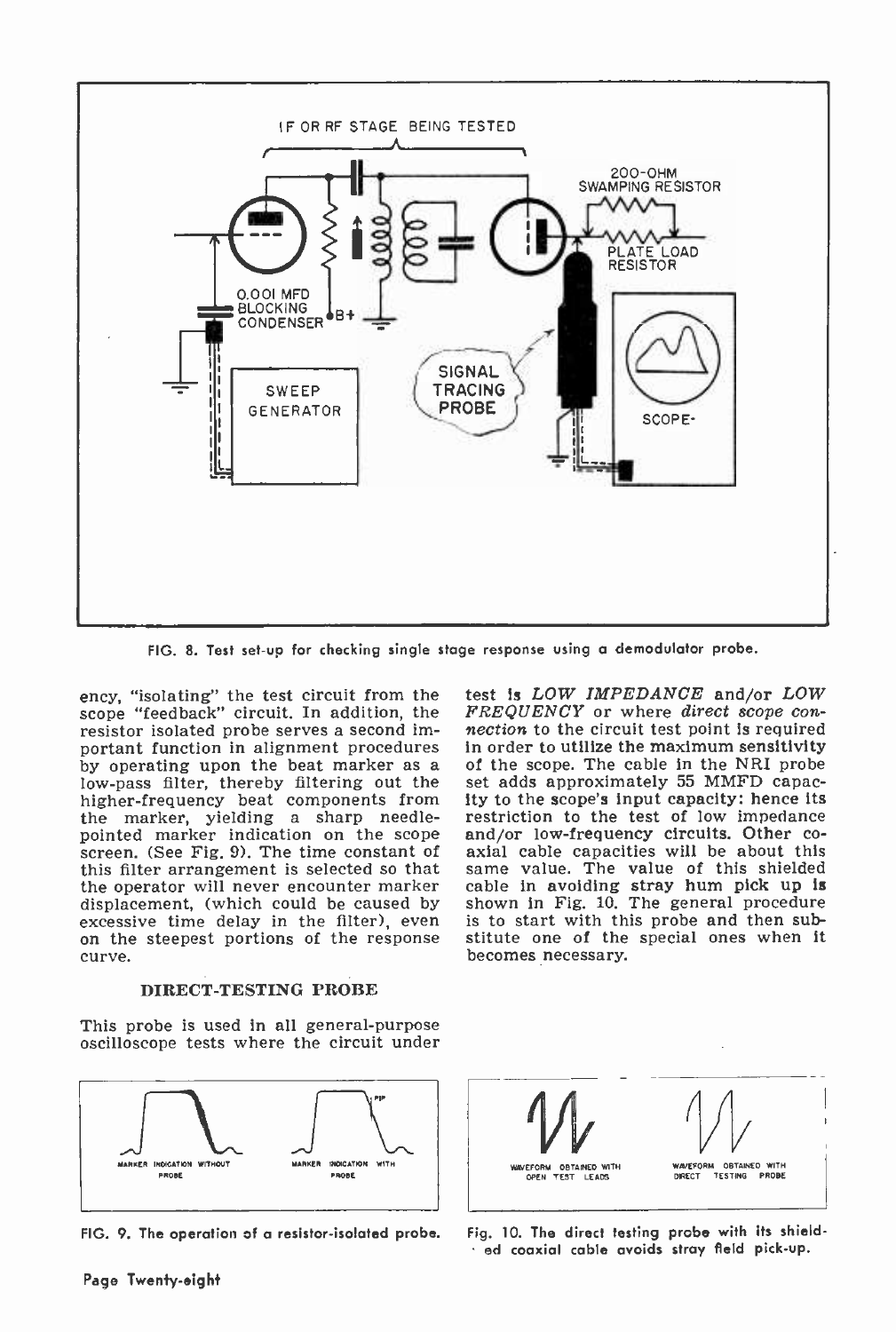FIG. 8. Test set-up for checking single stage response using a demodulator probe.

ency, "isolating" the test circuit from the scope "feedback" circuit. In addition, the resistor isolated probe serves a second important function in alignment procedures by operating upon the beat marker as a low-pass filter, thereby filtering out the higher-frequency beat components from the marker, yielding a sharp needle-pointed marker indication on the scope screen. (See Fig. 9). The time constant of this filter arrangement is selected so that the operator will never encounter marker displacement, (which could be caused by excessive time delay in the filter), even on the steepest portions of the response curve.

### DIRECT-TESTING PROBE

This probe is used in all general-purpose oscilloscope tests where the circuit under test is *LOW IMPEDANCE* and/or *LOW FREQUENCY* or where *direct scope connection* to the circuit test point is required in order to utilize the maximum sensitivity of the scope. The cable in the NRI probe set adds approximately 55 MMFD capacity to the scope's input capacity: hence its restriction to the test of low impedance and/or low-frequency circuits. Other coaxial cable capacities will be about this same value. The value of this shielded cable in avoiding stray hum pick up is shown in Fig. 10. The general procedure is to start with this probe and then substitute one of the special ones when it becomes necessary.

FIG. 9. The operation of a resistor-isolated probe.

Fig. 10. The direct testing probe with its shielded coaxial cable avoids stray field pick-up.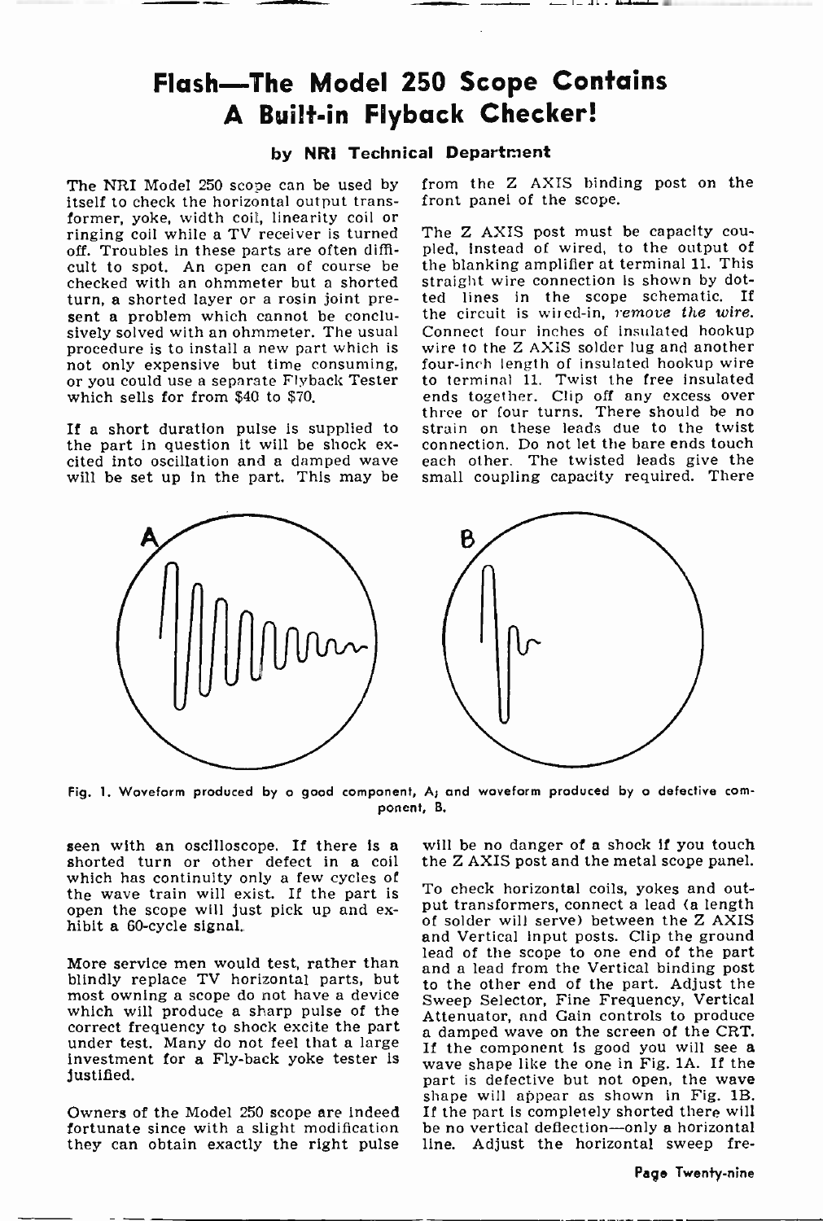# Flash—The Model 250 Scope Contains A Built-in Flyback Checker!

**by NRI Technical Department**

The NRI Model 250 scope can be used by itself to check the horizontal output transformer, yoke, width coil, linearity coil or ringing coil while a TV receiver is turned off. Troubles in these parts are often difficult to spot. An open can of course be checked with an ohmmeter but a shorted turn, a shorted layer or a rosin joint present a problem which cannot be conclusively solved with an ohmmeter. The usual procedure is to install a new part which is not only expensive but time consuming, or you could use a separate Flyback Tester which sells for from $40 to $70.

If a short duration pulse is supplied to the part in question it will be shock excited into oscillation and a damped wave will be set up in the part. This may be seen with an oscilloscope. If there is a shorted turn or other defect in a coil which has continuity only a few cycles of the wave train will exist. If the part is open the scope will just pick up and exhibit a 60-cycle signal.

More service men would test, rather than blindly replace TV horizontal parts, but most owning a scope do not have a device which will produce a sharp pulse of the correct frequency to shock excite the part under test. Many do not feel that a large investment for a Fly-back yoke tester is justified.

Owners of the Model 250 scope are indeed fortunate since with a slight modification they can obtain exactly the right pulse from the Z AXIS binding post on the front panel of the scope.

The Z AXIS post must be capacity coupled, instead of wired, to the output of the blanking amplifier at terminal 11. This straight wire connection is shown by dotted lines in the scope schematic. If the circuit is wired-in, *remove the wire.* Connect four inches of insulated hookup wire to the Z AXIS solder lug and another four-inch length of insulated hookup wire to terminal 11. Twist the free insulated ends together. Clip off any excess over three or four turns. There should be no strain on these leads due to the twist connection. Do not let the bare ends touch each other. The twisted leads give the small coupling capacity required. There will be no danger of a shock if you touch the Z AXIS post and the metal scope panel.

Fig. 1. Waveform produced by a good component, A; and waveform produced by a defective component, B.

To check horizontal coils, yokes and output transformers, connect a lead (a length of solder will serve) between the Z AXIS and Vertical input posts. Clip the ground lead of the scope to one end of the part and a lead from the Vertical binding post to the other end of the part. Adjust the Sweep Selector, Fine Frequency, Vertical Attenuator, and Gain controls to produce a damped wave on the screen of the CRT. If the component is good you will see a wave shape like the one in Fig. 1A. If the part is defective but not open, the wave shape will appear as shown in Fig. 1B. If the part is completely shorted there will be no vertical deflection—only a horizontal line. Adjust the horizontal sweep fre-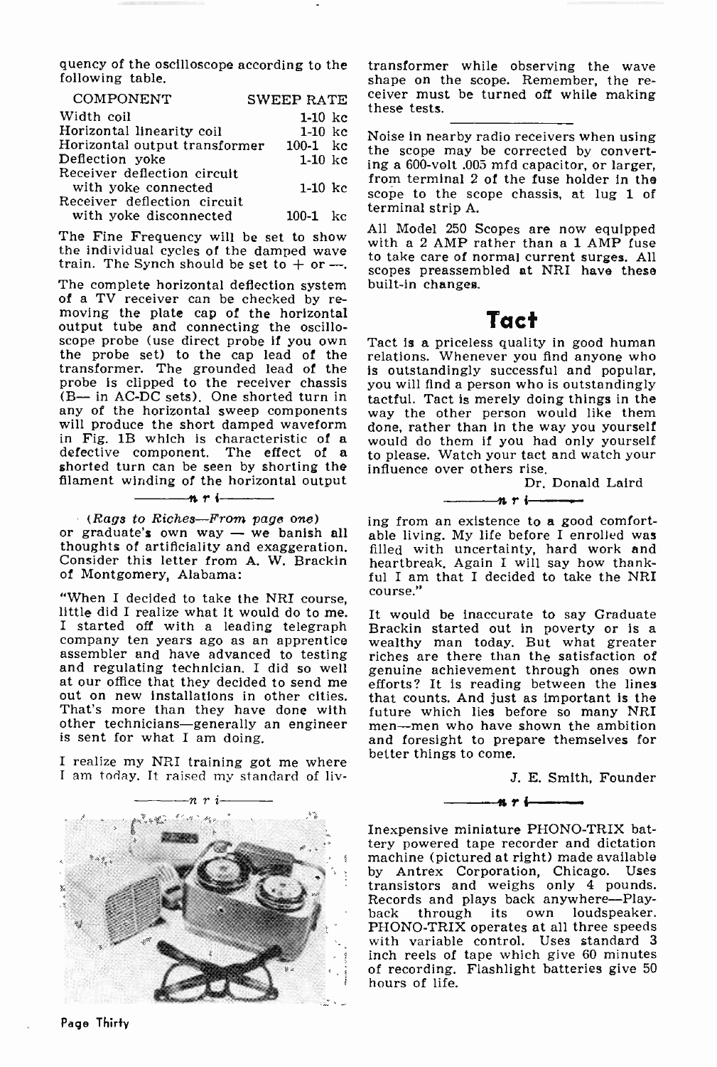quency of the oscilloscope according to the following table.

| COMPONENT | SWEEP RATE |
|---|---|
| Width coil | 1-10 kc |
| Horizontal linearity coil | 1-10 kc |
| Horizontal output transformer | 100-1 kc |
| Deflection yoke | 1-10 kc |
| Receiver deflection circuit with yoke connected | 1-10 kc |
| Receiver deflection circuit with yoke disconnected | 100-1 kc |

The Fine Frequency will be set to show the individual cycles of the damped wave train. The Synch should be set to + or —.

The complete horizontal deflection system of a TV receiver can be checked by removing the plate cap of the horizontal output tube and connecting the oscilloscope probe (use direct probe if you own the probe set) to the cap lead of the transformer. The grounded lead of the probe is clipped to the receiver chassis (B— in AC-DC sets). One shorted turn in any of the horizontal sweep components will produce the short damped waveform in Fig. 1B which is characteristic of a defective component. The effect of a shorted turn can be seen by shorting the filament winding of the horizontal output transformer while observing the wave shape on the scope. Remember, the receiver must be turned off while making these tests.

---

Noise in nearby radio receivers when using the scope may be corrected by converting a 600-volt .005 mfd capacitor, or larger, from terminal 2 of the fuse holder in the scope to the scope chassis, at lug 1 of terminal strip A.

All Model 250 Scopes are now equipped with a 2 AMP rather than a 1 AMP fuse to take care of normal current surges. All scopes preassembled at NRI have these built-in changes.

## Tact

Tact is a priceless quality in good human relations. Whenever you find anyone who is outstandingly successful and popular, you will find a person who is outstandingly tactful. Tact is merely doing things in the way the other person would like them done, rather than in the way you yourself would do them if you had only yourself to please. Watch your tact and watch your influence over others rise.

Dr. Donald Laird

---

*(Rags to Riches—From page one)*
or graduate's own way — we banish all thoughts of artificiality and exaggeration. Consider this letter from A. W. Brackin of Montgomery, Alabama:

"When I decided to take the NRI course, little did I realize what it would do to me. I started off with a leading telegraph company ten years ago as an apprentice assembler and have advanced to testing and regulating technician. I did so well at our office that they decided to send me out on new installations in other cities. That's more than they have done with other technicians—generally an engineer is sent for what I am doing.

I realize my NRI training got me where I am today. It raised my standard of living from an existence to a good comfortable living. My life before I enrolled was filled with uncertainty, hard work and heartbreak. Again I will say how thankful I am that I decided to take the NRI course."

It would be inaccurate to say Graduate Brackin started out in poverty or is a wealthy man today. But what greater riches are there than the satisfaction of genuine achievement through ones own efforts? It is reading between the lines that counts. And just as important is the future which lies before so many NRI men—men who have shown the ambition and foresight to prepare themselves for better things to come.

J. E. Smith, Founder

---

Inexpensive miniature PHONO-TRIX battery powered tape recorder and dictation machine (pictured at right) made available by Antrex Corporation, Chicago. Uses transistors and weighs only 4 pounds. Records and plays back anywhere—Playback through its own loudspeaker. PHONO-TRIX operates at all three speeds with variable control. Uses standard 3 inch reels of tape which give 60 minutes of recording. Flashlight batteries give 50 hours of life.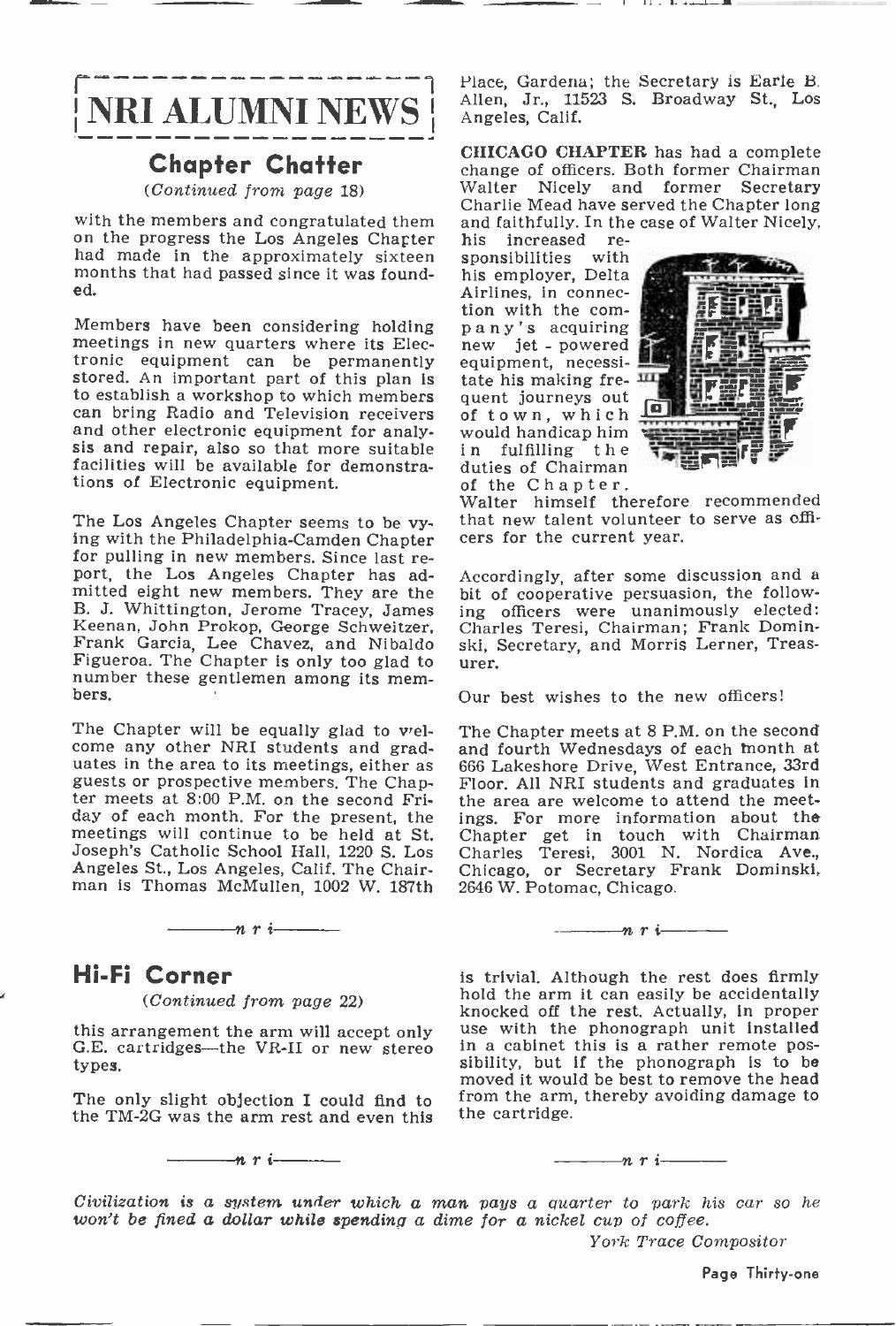# NRI ALUMNI NEWS

## Chapter Chatter

*(Continued from page 18)*

with the members and congratulated them on the progress the Los Angeles Chapter had made in the approximately sixteen months that had passed since it was founded.

Members have been considering holding meetings in new quarters where its Electronic equipment can be permanently stored. An important part of this plan is to establish a workshop to which members can bring Radio and Television receivers and other electronic equipment for analysis and repair, also so that more suitable facilities will be available for demonstrations of Electronic equipment.

The Los Angeles Chapter seems to be vying with the Philadelphia-Camden Chapter for pulling in new members. Since last report, the Los Angeles Chapter has admitted eight new members. They are the B. J. Whittington, Jerome Tracey, James Keenan, John Prokop, George Schweitzer, Frank Garcia, Lee Chavez, and Nibaldo Figueroa. The Chapter is only too glad to number these gentlemen among its members.

The Chapter will be equally glad to welcome any other NRI students and graduates in the area to its meetings, either as guests or prospective members. The Chapter meets at 8:00 P.M. on the second Friday of each month. For the present, the meetings will continue to be held at St. Joseph's Catholic School Hall, 1220 S. Los Angeles St., Los Angeles, Calif. The Chairman is Thomas McMullen, 1002 W. 187th Place, Gardena; the Secretary is Earle B. Allen, Jr., 11523 S. Broadway St., Los Angeles, Calif.

**CHICAGO CHAPTER** has had a complete change of officers. Both former Chairman Walter Nicely and former Secretary Charlie Mead have served the Chapter long and faithfully. In the case of Walter Nicely, his increased responsibilities with his employer, Delta Airlines, in connection with the company's acquiring new jet-powered equipment, necessitate his making frequent journeys out of town, which would handicap him in fulfilling the duties of Chairman of the Chapter. Walter himself therefore recommended that new talent volunteer to serve as officers for the current year.

Accordingly, after some discussion and a bit of cooperative persuasion, the following officers were unanimously elected: Charles Teresi, Chairman; Frank Dominski, Secretary, and Morris Lerner, Treasurer.

Our best wishes to the new officers!

The Chapter meets at 8 P.M. on the second and fourth Wednesdays of each month at 666 Lakeshore Drive, West Entrance, 33rd Floor. All NRI students and graduates in the area are welcome to attend the meetings. For more information about the Chapter get in touch with Chairman Charles Teresi, 3001 N. Nordica Ave., Chicago, or Secretary Frank Dominski, 2646 W. Potomac, Chicago.

—— n r i ——

## Hi-Fi Corner

*(Continued from page 22)*

this arrangement the arm will accept only G.E. cartridges—the VR-II or new stereo types.

The only slight objection I could find to the TM-2G was the arm rest and even this is trivial. Although the rest does firmly hold the arm it can easily be accidentally knocked off the rest. Actually, in proper use with the phonograph unit installed in a cabinet this is a rather remote possibility, but if the phonograph is to be moved it would be best to remove the head from the arm, thereby avoiding damage to the cartridge.

—— n r i ——

*Civilization is a system under which a man pays a quarter to park his car so he won't be fined a dollar while spending a dime for a nickel cup of coffee.*

*York Trace Compositor*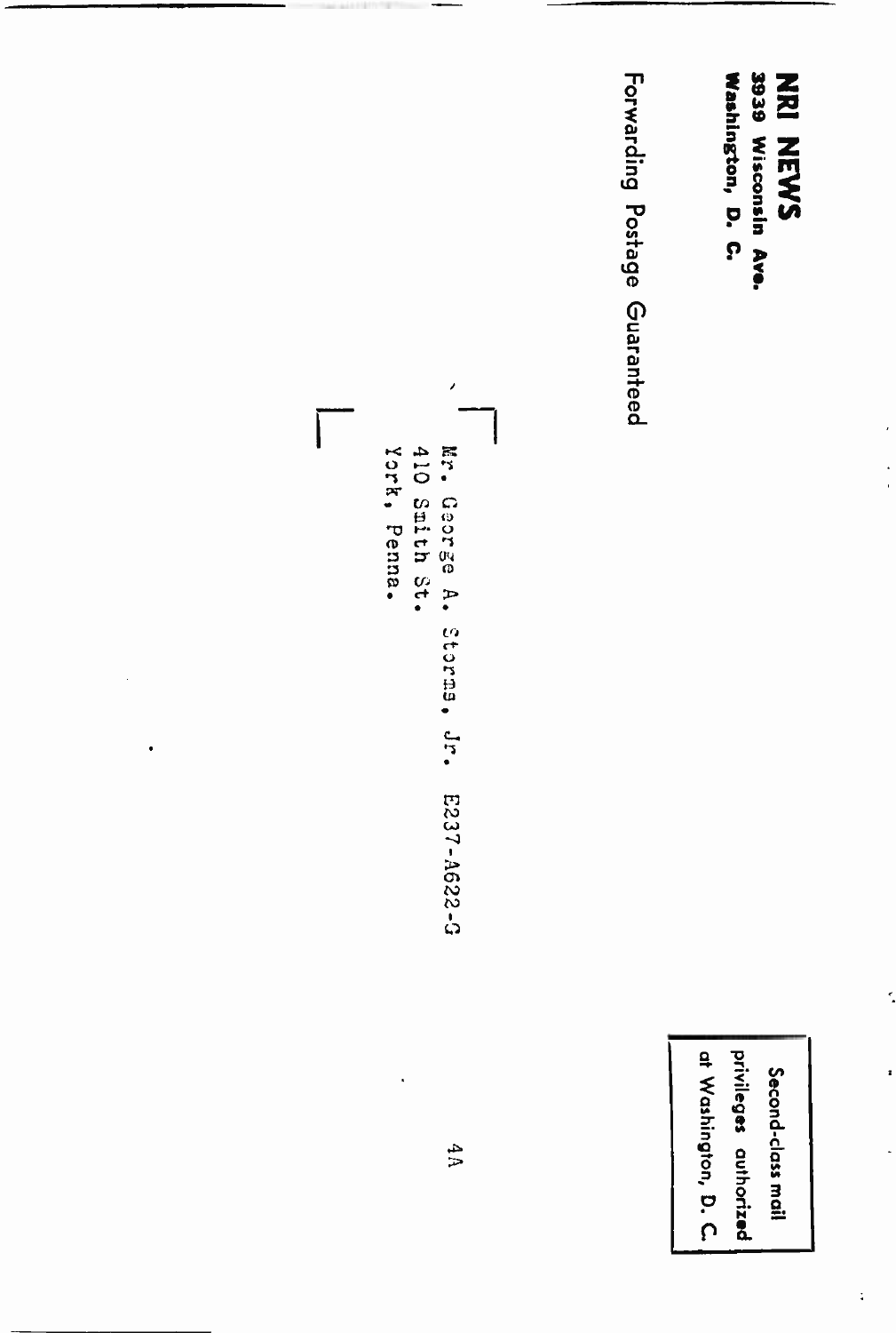**NRI NEWS**
**3939 Wisconsin Ave.**
**Washington, D. C.**

Forwarding Postage Guaranteed

Second-class mail privileges authorized at Washington, D. C.

Mr. George A. Storms, Jr. E237-A622-G
410 Smith St.
York, Penna.

4A